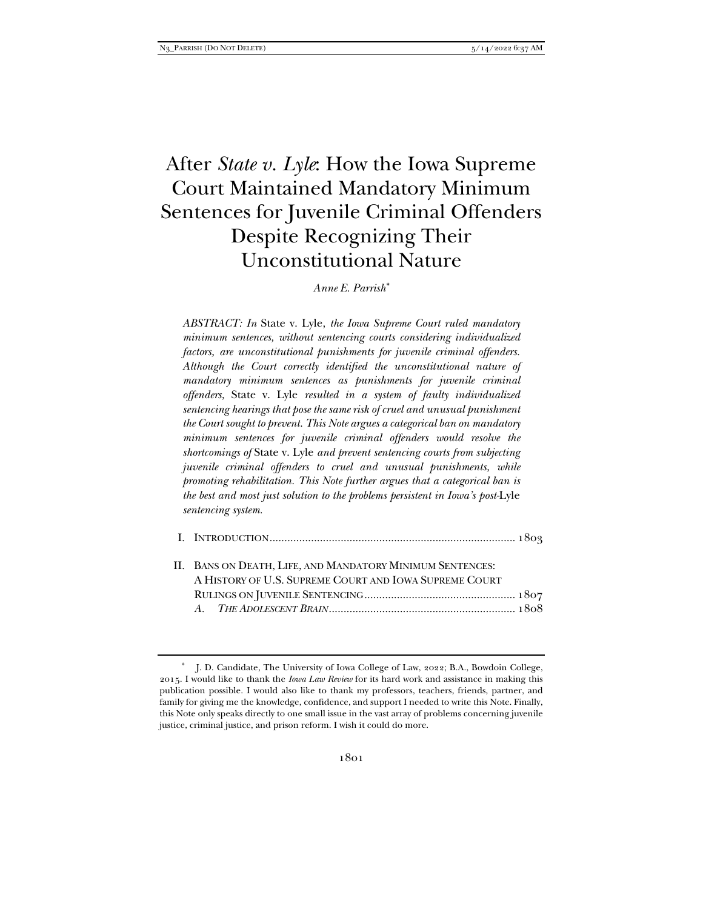# After *State v. Lyle*: How the Iowa Supreme Court Maintained Mandatory Minimum Sentences for Juvenile Criminal Offenders Despite Recognizing Their Unconstitutional Nature

*Anne E. Parrish*[*]

*ABSTRACT: In* State v. Lyle, *the Iowa Supreme Court ruled mandatory minimum sentences, without sentencing courts considering individualized factors, are unconstitutional punishments for juvenile criminal offenders. Although the Court correctly identified the unconstitutional nature of mandatory minimum sentences as punishments for juvenile criminal offenders,* State v. Lyle *resulted in a system of faulty individualized sentencing hearings that pose the same risk of cruel and unusual punishment the Court sought to prevent. This Note argues a categorical ban on mandatory minimum sentences for juvenile criminal offenders would resolve the shortcomings of* State v. Lyle *and prevent sentencing courts from subjecting juvenile criminal offenders to cruel and unusual punishments, while promoting rehabilitation. This Note further argues that a categorical ban is the best and most just solution to the problems persistent in Iowa's post-*Lyle *sentencing system.*

I. INTRODUCTION .................................................................................. 1803

II. BANS ON DEATH, LIFE, AND MANDATORY MINIMUM SENTENCES: A HISTORY OF U.S. SUPREME COURT AND IOWA SUPREME COURT RULINGS ON JUVENILE SENTENCING .................................................. 1807

*A. THE ADOLESCENT BRAIN* .............................................................. 1808

---

[*] J. D. Candidate, The University of Iowa College of Law, 2022; B.A., Bowdoin College, 2015. I would like to thank the *Iowa Law Review* for its hard work and assistance in making this publication possible. I would also like to thank my professors, teachers, friends, partner, and family for giving me the knowledge, confidence, and support I needed to write this Note. Finally, this Note only speaks directly to one small issue in the vast array of problems concerning juvenile justice, criminal justice, and prison reform. I wish it could do more.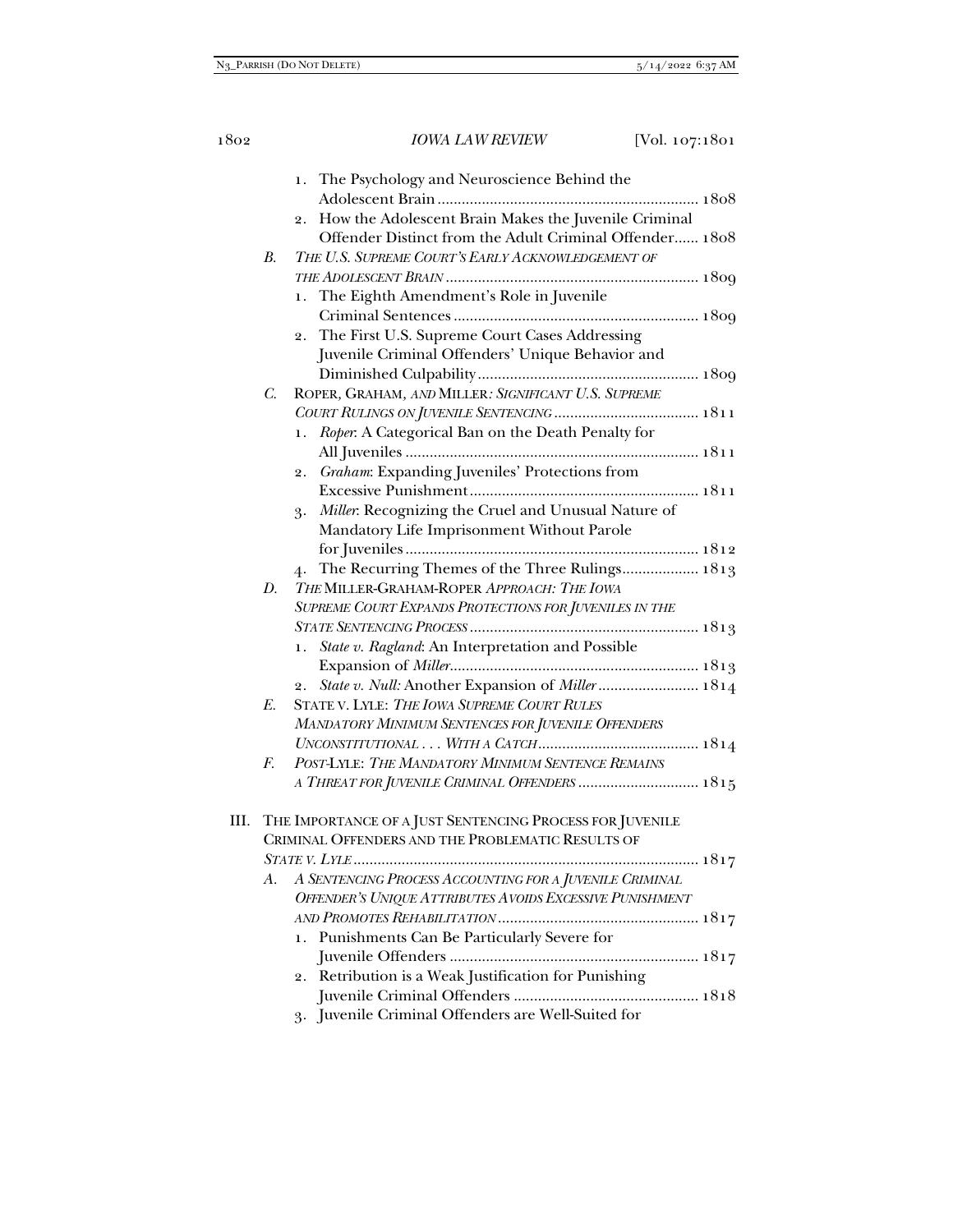1. The Psychology and Neuroscience Behind the Adolescent Brain ................................................................ 1808
2. How the Adolescent Brain Makes the Juvenile Criminal Offender Distinct from the Adult Criminal Offender...... 1808

B. *THE U.S. SUPREME COURT'S EARLY ACKNOWLEDGEMENT OF THE ADOLESCENT BRAIN* .............................................................. 1809

1. The Eighth Amendment's Role in Juvenile Criminal Sentences ............................................................ 1809
2. The First U.S. Supreme Court Cases Addressing Juvenile Criminal Offenders' Unique Behavior and Diminished Culpability ....................................................... 1809

C. ROPER, GRAHAM, *AND* MILLER*: SIGNIFICANT U.S. SUPREME COURT RULINGS ON JUVENILE SENTENCING* .................................... 1811

1. *Roper*: A Categorical Ban on the Death Penalty for All Juveniles ......................................................................... 1811
2. *Graham*: Expanding Juveniles' Protections from Excessive Punishment ......................................................... 1811
3. *Miller*: Recognizing the Cruel and Unusual Nature of Mandatory Life Imprisonment Without Parole for Juveniles ......................................................................... 1812
4. The Recurring Themes of the Three Rulings................... 1813

D. *THE* MILLER-GRAHAM-ROPER *APPROACH: THE IOWA SUPREME COURT EXPANDS PROTECTIONS FOR JUVENILES IN THE STATE SENTENCING PROCESS* ......................................................... 1813

1. *State v. Ragland*: An Interpretation and Possible Expansion of *Miller* ............................................................. 1813
2. *State v. Null:* Another Expansion of *Miller* ......................... 1814

E. STATE V. LYLE: *THE IOWA SUPREME COURT RULES MANDATORY MINIMUM SENTENCES FOR JUVENILE OFFENDERS UNCONSTITUTIONAL . . . WITH A CATCH* ........................................ 1814

F. *POST-*LYLE: *THE MANDATORY MINIMUM SENTENCE REMAINS A THREAT FOR JUVENILE CRIMINAL OFFENDERS* ............................. 1815

III. THE IMPORTANCE OF A JUST SENTENCING PROCESS FOR JUVENILE CRIMINAL OFFENDERS AND THE PROBLEMATIC RESULTS OF *STATE V. LYLE* ...................................................................................... 1817

A. *A SENTENCING PROCESS ACCOUNTING FOR A JUVENILE CRIMINAL OFFENDER'S UNIQUE ATTRIBUTES AVOIDS EXCESSIVE PUNISHMENT AND PROMOTES REHABILITATION* .................................................. 1817

1. Punishments Can Be Particularly Severe for Juvenile Offenders ............................................................. 1817
2. Retribution is a Weak Justification for Punishing Juvenile Criminal Offenders ............................................. 1818
3. Juvenile Criminal Offenders are Well-Suited for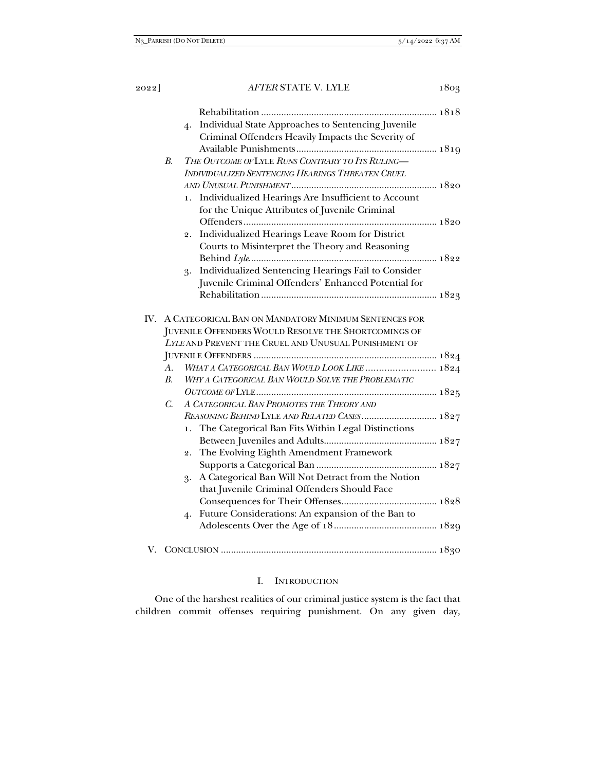Rehabilitation ........................................................................ 1818

4. Individual State Approaches to Sentencing Juvenile Criminal Offenders Heavily Impacts the Severity of Available Punishments ........................................................ 1819

*B. The Outcome of* Lyle *Runs Contrary to Its Ruling—Individualized Sentencing Hearings Threaten Cruel and Unusual Punishment* .......................................................... 1820

1. Individualized Hearings Are Insufficient to Account for the Unique Attributes of Juvenile Criminal Offenders ............................................................................ 1820
2. Individualized Hearings Leave Room for District Courts to Misinterpret the Theory and Reasoning Behind *Lyle* .......................................................................... 1822
3. Individualized Sentencing Hearings Fail to Consider Juvenile Criminal Offenders' Enhanced Potential for Rehabilitation ...................................................................... 1823

IV. A Categorical Ban on Mandatory Minimum Sentences for Juvenile Offenders Would Resolve the Shortcomings of *Lyle* and Prevent the Cruel and Unusual Punishment of Juvenile Offenders ......................................................................... 1824

*A. What a Categorical Ban Would Look Like* .......................... 1824

*B. Why a Categorical Ban Would Solve the Problematic Outcome of* Lyle ........................................................................ 1825

*C. A Categorical Ban Promotes the Theory and Reasoning Behind* Lyle *and Related Cases* .............................. 1827

1. The Categorical Ban Fits Within Legal Distinctions Between Juveniles and Adults ............................................ 1827
2. The Evolving Eighth Amendment Framework Supports a Categorical Ban ................................................ 1827
3. A Categorical Ban Will Not Detract from the Notion that Juvenile Criminal Offenders Should Face Consequences for Their Offenses ...................................... 1828
4. Future Considerations: An expansion of the Ban to Adolescents Over the Age of 18 ......................................... 1829

V. Conclusion ...................................................................................... 1830

# I. Introduction

One of the harshest realities of our criminal justice system is the fact that children commit offenses requiring punishment. On any given day,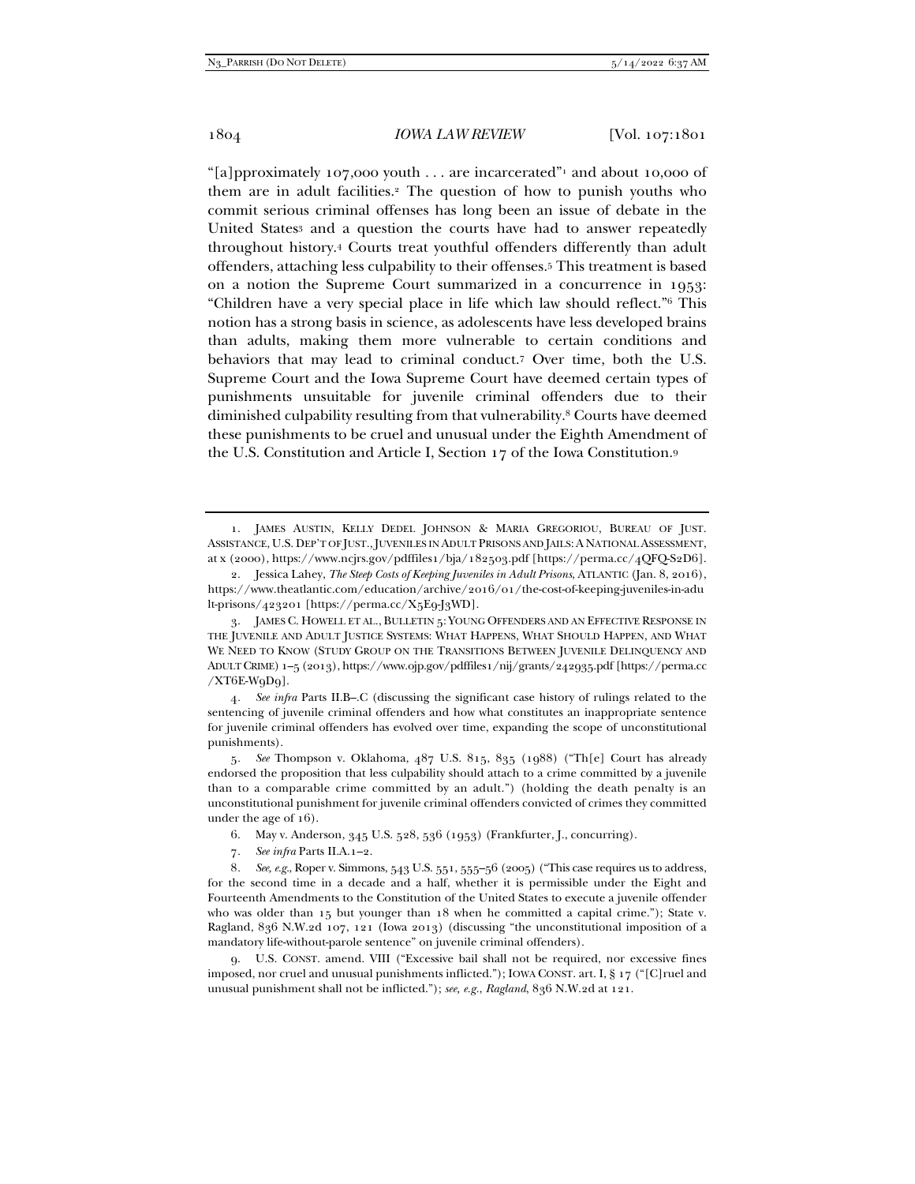"[a]pproximately 107,000 youth . . . are incarcerated"[1] and about 10,000 of them are in adult facilities.[2] The question of how to punish youths who commit serious criminal offenses has long been an issue of debate in the United States[3] and a question the courts have had to answer repeatedly throughout history.[4] Courts treat youthful offenders differently than adult offenders, attaching less culpability to their offenses.[5] This treatment is based on a notion the Supreme Court summarized in a concurrence in 1953: "Children have a very special place in life which law should reflect."[6] This notion has a strong basis in science, as adolescents have less developed brains than adults, making them more vulnerable to certain conditions and behaviors that may lead to criminal conduct.[7] Over time, both the U.S. Supreme Court and the Iowa Supreme Court have deemed certain types of punishments unsuitable for juvenile criminal offenders due to their diminished culpability resulting from that vulnerability.[8] Courts have deemed these punishments to be cruel and unusual under the Eighth Amendment of the U.S. Constitution and Article I, Section 17 of the Iowa Constitution.[9]

---

1. JAMES AUSTIN, KELLY DEDEL JOHNSON & MARIA GREGORIOU, BUREAU OF JUST. ASSISTANCE, U.S. DEP'T OF JUST., JUVENILES IN ADULT PRISONS AND JAILS: A NATIONAL ASSESSMENT, at x (2000), https://www.ncjrs.gov/pdffiles1/bja/182503.pdf [https://perma.cc/4QFQ-S2D6].

2. Jessica Lahey, *The Steep Costs of Keeping Juveniles in Adult Prisons*, ATLANTIC (Jan. 8, 2016), https://www.theatlantic.com/education/archive/2016/01/the-cost-of-keeping-juveniles-in-adult-prisons/423201 [https://perma.cc/X5E9-J3WD].

3. JAMES C. HOWELL ET AL., BULLETIN 5: YOUNG OFFENDERS AND AN EFFECTIVE RESPONSE IN THE JUVENILE AND ADULT JUSTICE SYSTEMS: WHAT HAPPENS, WHAT SHOULD HAPPEN, AND WHAT WE NEED TO KNOW (STUDY GROUP ON THE TRANSITIONS BETWEEN JUVENILE DELINQUENCY AND ADULT CRIME) 1–5 (2013), https://www.ojp.gov/pdffiles1/nij/grants/242935.pdf [https://perma.cc/XT6E-W9D9].

4. *See infra* Parts II.B–.C (discussing the significant case history of rulings related to the sentencing of juvenile criminal offenders and how what constitutes an inappropriate sentence for juvenile criminal offenders has evolved over time, expanding the scope of unconstitutional punishments).

5. *See* Thompson v. Oklahoma, 487 U.S. 815, 835 (1988) ("Th[e] Court has already endorsed the proposition that less culpability should attach to a crime committed by a juvenile than to a comparable crime committed by an adult.") (holding the death penalty is an unconstitutional punishment for juvenile criminal offenders convicted of crimes they committed under the age of 16).

6. May v. Anderson, 345 U.S. 528, 536 (1953) (Frankfurter, J., concurring).

7. *See infra* Parts II.A.1–2.

8. *See, e.g.*, Roper v. Simmons, 543 U.S. 551, 555–56 (2005) ("This case requires us to address, for the second time in a decade and a half, whether it is permissible under the Eight and Fourteenth Amendments to the Constitution of the United States to execute a juvenile offender who was older than 15 but younger than 18 when he committed a capital crime."); State v. Ragland, 836 N.W.2d 107, 121 (Iowa 2013) (discussing "the unconstitutional imposition of a mandatory life-without-parole sentence" on juvenile criminal offenders).

9. U.S. CONST. amend. VIII ("Excessive bail shall not be required, nor excessive fines imposed, nor cruel and unusual punishments inflicted."); IOWA CONST. art. I, § 17 ("[C]ruel and unusual punishment shall not be inflicted."); *see, e.g.*, *Ragland*, 836 N.W.2d at 121.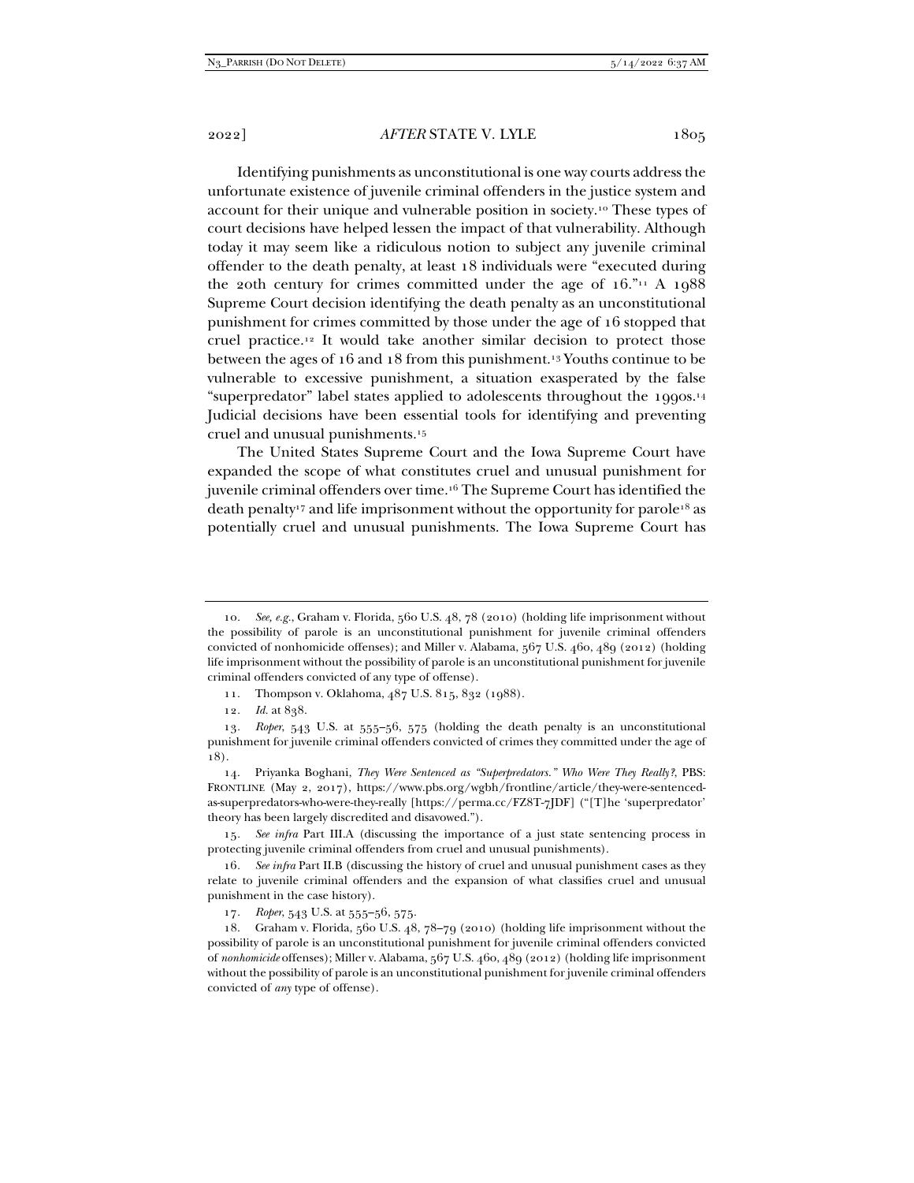Identifying punishments as unconstitutional is one way courts address the unfortunate existence of juvenile criminal offenders in the justice system and account for their unique and vulnerable position in society.[10] These types of court decisions have helped lessen the impact of that vulnerability. Although today it may seem like a ridiculous notion to subject any juvenile criminal offender to the death penalty, at least 18 individuals were "executed during the 20th century for crimes committed under the age of 16."[11] A 1988 Supreme Court decision identifying the death penalty as an unconstitutional punishment for crimes committed by those under the age of 16 stopped that cruel practice.[12] It would take another similar decision to protect those between the ages of 16 and 18 from this punishment.[13] Youths continue to be vulnerable to excessive punishment, a situation exasperated by the false "superpredator" label states applied to adolescents throughout the 1990s.[14] Judicial decisions have been essential tools for identifying and preventing cruel and unusual punishments.[15]

The United States Supreme Court and the Iowa Supreme Court have expanded the scope of what constitutes cruel and unusual punishment for juvenile criminal offenders over time.[16] The Supreme Court has identified the death penalty[17] and life imprisonment without the opportunity for parole[18] as potentially cruel and unusual punishments. The Iowa Supreme Court has

---

10. *See, e.g.*, Graham v. Florida, 560 U.S. 48, 78 (2010) (holding life imprisonment without the possibility of parole is an unconstitutional punishment for juvenile criminal offenders convicted of nonhomicide offenses); and Miller v. Alabama, 567 U.S. 460, 489 (2012) (holding life imprisonment without the possibility of parole is an unconstitutional punishment for juvenile criminal offenders convicted of any type of offense).

11. Thompson v. Oklahoma, 487 U.S. 815, 832 (1988).

12. *Id.* at 838.

13. *Roper*, 543 U.S. at 555–56, 575 (holding the death penalty is an unconstitutional punishment for juvenile criminal offenders convicted of crimes they committed under the age of 18).

14. Priyanka Boghani, *They Were Sentenced as "Superpredators." Who Were They Really?*, PBS: FRONTLINE (May 2, 2017), https://www.pbs.org/wgbh/frontline/article/they-were-sentenced-as-superpredators-who-were-they-really [https://perma.cc/FZ8T-7JDF] ("[T]he 'superpredator' theory has been largely discredited and disavowed.").

15. *See infra* Part III.A (discussing the importance of a just state sentencing process in protecting juvenile criminal offenders from cruel and unusual punishments).

16. *See infra* Part II.B (discussing the history of cruel and unusual punishment cases as they relate to juvenile criminal offenders and the expansion of what classifies cruel and unusual punishment in the case history).

17. *Roper*, 543 U.S. at 555–56, 575.

18. Graham v. Florida, 560 U.S. 48, 78–79 (2010) (holding life imprisonment without the possibility of parole is an unconstitutional punishment for juvenile criminal offenders convicted of *nonhomicide* offenses); Miller v. Alabama, 567 U.S. 460, 489 (2012) (holding life imprisonment without the possibility of parole is an unconstitutional punishment for juvenile criminal offenders convicted of *any* type of offense).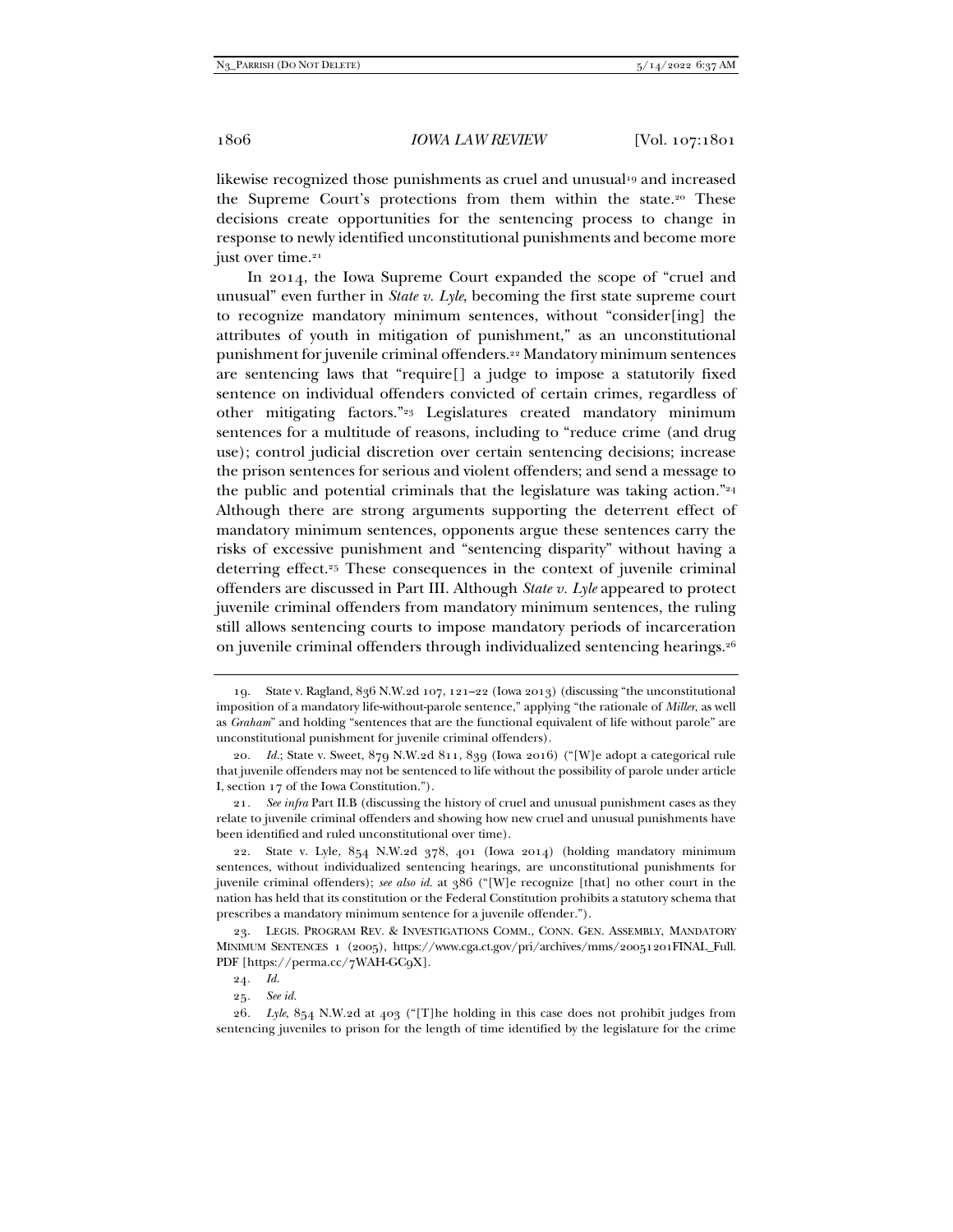likewise recognized those punishments as cruel and unusual[19] and increased the Supreme Court's protections from them within the state.[20] These decisions create opportunities for the sentencing process to change in response to newly identified unconstitutional punishments and become more just over time.[21]

In 2014, the Iowa Supreme Court expanded the scope of "cruel and unusual" even further in *State v. Lyle*, becoming the first state supreme court to recognize mandatory minimum sentences, without "consider[ing] the attributes of youth in mitigation of punishment," as an unconstitutional punishment for juvenile criminal offenders.[22] Mandatory minimum sentences are sentencing laws that "require[] a judge to impose a statutorily fixed sentence on individual offenders convicted of certain crimes, regardless of other mitigating factors."[23] Legislatures created mandatory minimum sentences for a multitude of reasons, including to "reduce crime (and drug use); control judicial discretion over certain sentencing decisions; increase the prison sentences for serious and violent offenders; and send a message to the public and potential criminals that the legislature was taking action."[24] Although there are strong arguments supporting the deterrent effect of mandatory minimum sentences, opponents argue these sentences carry the risks of excessive punishment and "sentencing disparity" without having a deterring effect.[25] These consequences in the context of juvenile criminal offenders are discussed in Part III. Although *State v. Lyle* appeared to protect juvenile criminal offenders from mandatory minimum sentences, the ruling still allows sentencing courts to impose mandatory periods of incarceration on juvenile criminal offenders through individualized sentencing hearings.[26]

---

19. State v. Ragland, 836 N.W.2d 107, 121–22 (Iowa 2013) (discussing "the unconstitutional imposition of a mandatory life-without-parole sentence," applying "the rationale of *Miller*, as well as *Graham*" and holding "sentences that are the functional equivalent of life without parole" are unconstitutional punishment for juvenile criminal offenders).

20. *Id.*; State v. Sweet, 879 N.W.2d 811, 839 (Iowa 2016) ("[W]e adopt a categorical rule that juvenile offenders may not be sentenced to life without the possibility of parole under article I, section 17 of the Iowa Constitution.").

21. *See infra* Part II.B (discussing the history of cruel and unusual punishment cases as they relate to juvenile criminal offenders and showing how new cruel and unusual punishments have been identified and ruled unconstitutional over time).

22. State v. Lyle, 854 N.W.2d 378, 401 (Iowa 2014) (holding mandatory minimum sentences, without individualized sentencing hearings, are unconstitutional punishments for juvenile criminal offenders); *see also id.* at 386 ("[W]e recognize [that] no other court in the nation has held that its constitution or the Federal Constitution prohibits a statutory schema that prescribes a mandatory minimum sentence for a juvenile offender.").

23. LEGIS. PROGRAM REV. & INVESTIGATIONS COMM., CONN. GEN. ASSEMBLY, MANDATORY MINIMUM SENTENCES 1 (2005), https://www.cga.ct.gov/pri/archives/mms/20051201FINAL_Full.PDF [https://perma.cc/7WAH-GC9X].

24. *Id.*

25. *See id.*

26. *Lyle*, 854 N.W.2d at 403 ("[T]he holding in this case does not prohibit judges from sentencing juveniles to prison for the length of time identified by the legislature for the crime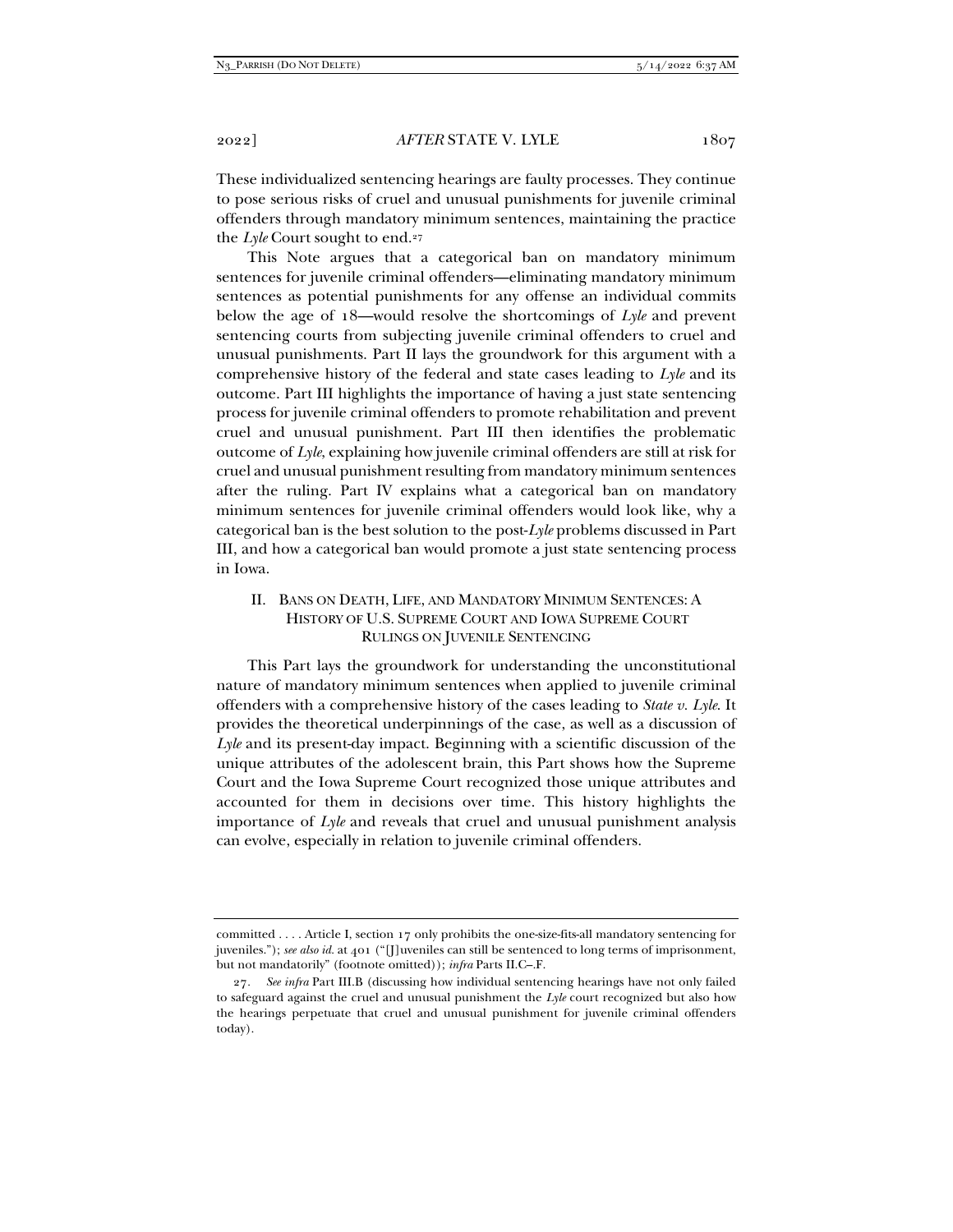These individualized sentencing hearings are faulty processes. They continue to pose serious risks of cruel and unusual punishments for juvenile criminal offenders through mandatory minimum sentences, maintaining the practice the *Lyle* Court sought to end.[27]

This Note argues that a categorical ban on mandatory minimum sentences for juvenile criminal offenders—eliminating mandatory minimum sentences as potential punishments for any offense an individual commits below the age of 18—would resolve the shortcomings of *Lyle* and prevent sentencing courts from subjecting juvenile criminal offenders to cruel and unusual punishments. Part II lays the groundwork for this argument with a comprehensive history of the federal and state cases leading to *Lyle* and its outcome. Part III highlights the importance of having a just state sentencing process for juvenile criminal offenders to promote rehabilitation and prevent cruel and unusual punishment. Part III then identifies the problematic outcome of *Lyle*, explaining how juvenile criminal offenders are still at risk for cruel and unusual punishment resulting from mandatory minimum sentences after the ruling. Part IV explains what a categorical ban on mandatory minimum sentences for juvenile criminal offenders would look like, why a categorical ban is the best solution to the post-*Lyle* problems discussed in Part III, and how a categorical ban would promote a just state sentencing process in Iowa.

## II. Bans on Death, Life, and Mandatory Minimum Sentences: A History of U.S. Supreme Court and Iowa Supreme Court Rulings on Juvenile Sentencing

This Part lays the groundwork for understanding the unconstitutional nature of mandatory minimum sentences when applied to juvenile criminal offenders with a comprehensive history of the cases leading to *State v. Lyle*. It provides the theoretical underpinnings of the case, as well as a discussion of *Lyle* and its present-day impact. Beginning with a scientific discussion of the unique attributes of the adolescent brain, this Part shows how the Supreme Court and the Iowa Supreme Court recognized those unique attributes and accounted for them in decisions over time. This history highlights the importance of *Lyle* and reveals that cruel and unusual punishment analysis can evolve, especially in relation to juvenile criminal offenders.

---

committed . . . . Article I, section 17 only prohibits the one-size-fits-all mandatory sentencing for juveniles."); *see also id.* at 401 ("[J]uveniles can still be sentenced to long terms of imprisonment, but not mandatorily" (footnote omitted)); *infra* Parts II.C–.F.

27. *See infra* Part III.B (discussing how individual sentencing hearings have not only failed to safeguard against the cruel and unusual punishment the *Lyle* court recognized but also how the hearings perpetuate that cruel and unusual punishment for juvenile criminal offenders today).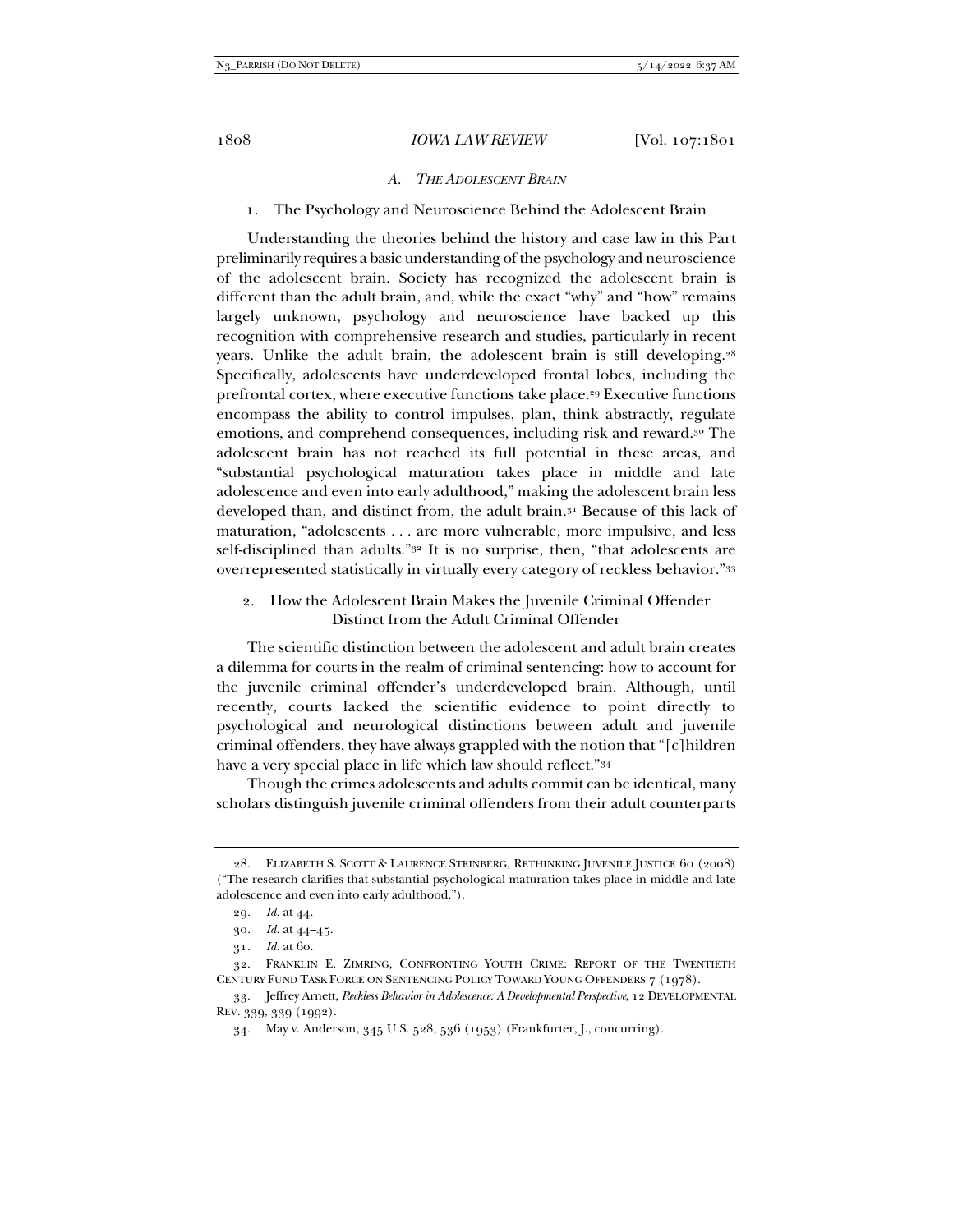### *A. The Adolescent Brain*

#### 1. The Psychology and Neuroscience Behind the Adolescent Brain

Understanding the theories behind the history and case law in this Part preliminarily requires a basic understanding of the psychology and neuroscience of the adolescent brain. Society has recognized the adolescent brain is different than the adult brain, and, while the exact "why" and "how" remains largely unknown, psychology and neuroscience have backed up this recognition with comprehensive research and studies, particularly in recent years. Unlike the adult brain, the adolescent brain is still developing.[28] Specifically, adolescents have underdeveloped frontal lobes, including the prefrontal cortex, where executive functions take place.[29] Executive functions encompass the ability to control impulses, plan, think abstractly, regulate emotions, and comprehend consequences, including risk and reward.[30] The adolescent brain has not reached its full potential in these areas, and "substantial psychological maturation takes place in middle and late adolescence and even into early adulthood," making the adolescent brain less developed than, and distinct from, the adult brain.[31] Because of this lack of maturation, "adolescents . . . are more vulnerable, more impulsive, and less self-disciplined than adults."[32] It is no surprise, then, "that adolescents are overrepresented statistically in virtually every category of reckless behavior."[33]

#### 2. How the Adolescent Brain Makes the Juvenile Criminal Offender Distinct from the Adult Criminal Offender

The scientific distinction between the adolescent and adult brain creates a dilemma for courts in the realm of criminal sentencing: how to account for the juvenile criminal offender's underdeveloped brain. Although, until recently, courts lacked the scientific evidence to point directly to psychological and neurological distinctions between adult and juvenile criminal offenders, they have always grappled with the notion that "[c]hildren have a very special place in life which law should reflect."[34]

Though the crimes adolescents and adults commit can be identical, many scholars distinguish juvenile criminal offenders from their adult counterparts

---

28. ELIZABETH S. SCOTT & LAURENCE STEINBERG, RETHINKING JUVENILE JUSTICE 60 (2008) ("The research clarifies that substantial psychological maturation takes place in middle and late adolescence and even into early adulthood.").

29. *Id.* at 44.

30. *Id.* at 44–45.

31. *Id.* at 60.

32. FRANKLIN E. ZIMRING, CONFRONTING YOUTH CRIME: REPORT OF THE TWENTIETH CENTURY FUND TASK FORCE ON SENTENCING POLICY TOWARD YOUNG OFFENDERS 7 (1978).

33. Jeffrey Arnett, *Reckless Behavior in Adolescence: A Developmental Perspective*, 12 DEVELOPMENTAL REV. 339, 339 (1992).

34. May v. Anderson, 345 U.S. 528, 536 (1953) (Frankfurter, J., concurring).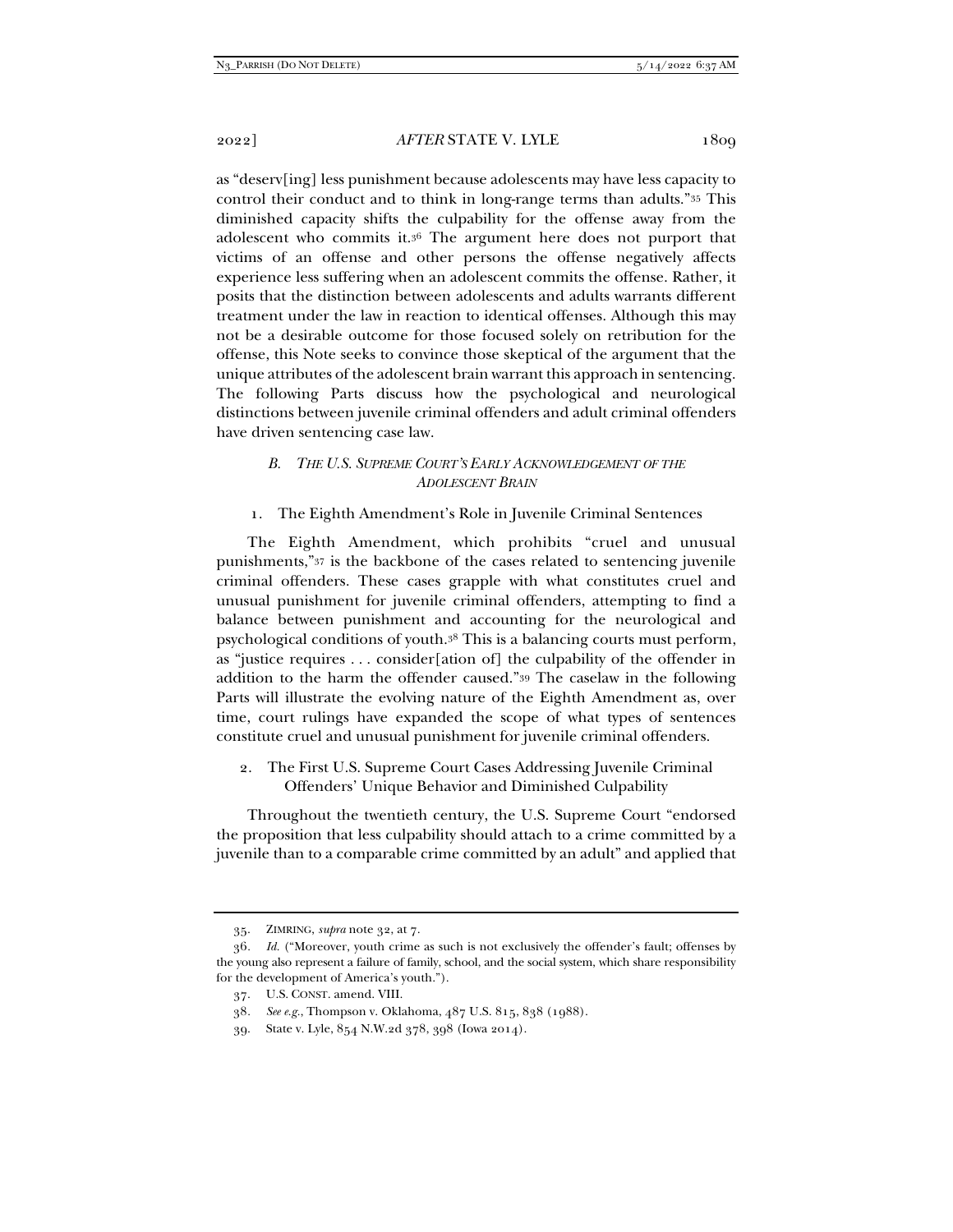as "deserv[ing] less punishment because adolescents may have less capacity to control their conduct and to think in long-range terms than adults."[35] This diminished capacity shifts the culpability for the offense away from the adolescent who commits it.[36] The argument here does not purport that victims of an offense and other persons the offense negatively affects experience less suffering when an adolescent commits the offense. Rather, it posits that the distinction between adolescents and adults warrants different treatment under the law in reaction to identical offenses. Although this may not be a desirable outcome for those focused solely on retribution for the offense, this Note seeks to convince those skeptical of the argument that the unique attributes of the adolescent brain warrant this approach in sentencing. The following Parts discuss how the psychological and neurological distinctions between juvenile criminal offenders and adult criminal offenders have driven sentencing case law.

### *B. The U.S. Supreme Court's Early Acknowledgement of the Adolescent Brain*

#### 1. The Eighth Amendment's Role in Juvenile Criminal Sentences

The Eighth Amendment, which prohibits "cruel and unusual punishments,"[37] is the backbone of the cases related to sentencing juvenile criminal offenders. These cases grapple with what constitutes cruel and unusual punishment for juvenile criminal offenders, attempting to find a balance between punishment and accounting for the neurological and psychological conditions of youth.[38] This is a balancing courts must perform, as "justice requires . . . consider[ation of] the culpability of the offender in addition to the harm the offender caused."[39] The caselaw in the following Parts will illustrate the evolving nature of the Eighth Amendment as, over time, court rulings have expanded the scope of what types of sentences constitute cruel and unusual punishment for juvenile criminal offenders.

#### 2. The First U.S. Supreme Court Cases Addressing Juvenile Criminal Offenders' Unique Behavior and Diminished Culpability

Throughout the twentieth century, the U.S. Supreme Court "endorsed the proposition that less culpability should attach to a crime committed by a juvenile than to a comparable crime committed by an adult" and applied that

---

35. ZIMRING, *supra* note 32, at 7.

36. *Id.* ("Moreover, youth crime as such is not exclusively the offender's fault; offenses by the young also represent a failure of family, school, and the social system, which share responsibility for the development of America's youth.").

37. U.S. CONST. amend. VIII.

38. *See e.g.*, Thompson v. Oklahoma, 487 U.S. 815, 838 (1988).

39. State v. Lyle, 854 N.W.2d 378, 398 (Iowa 2014).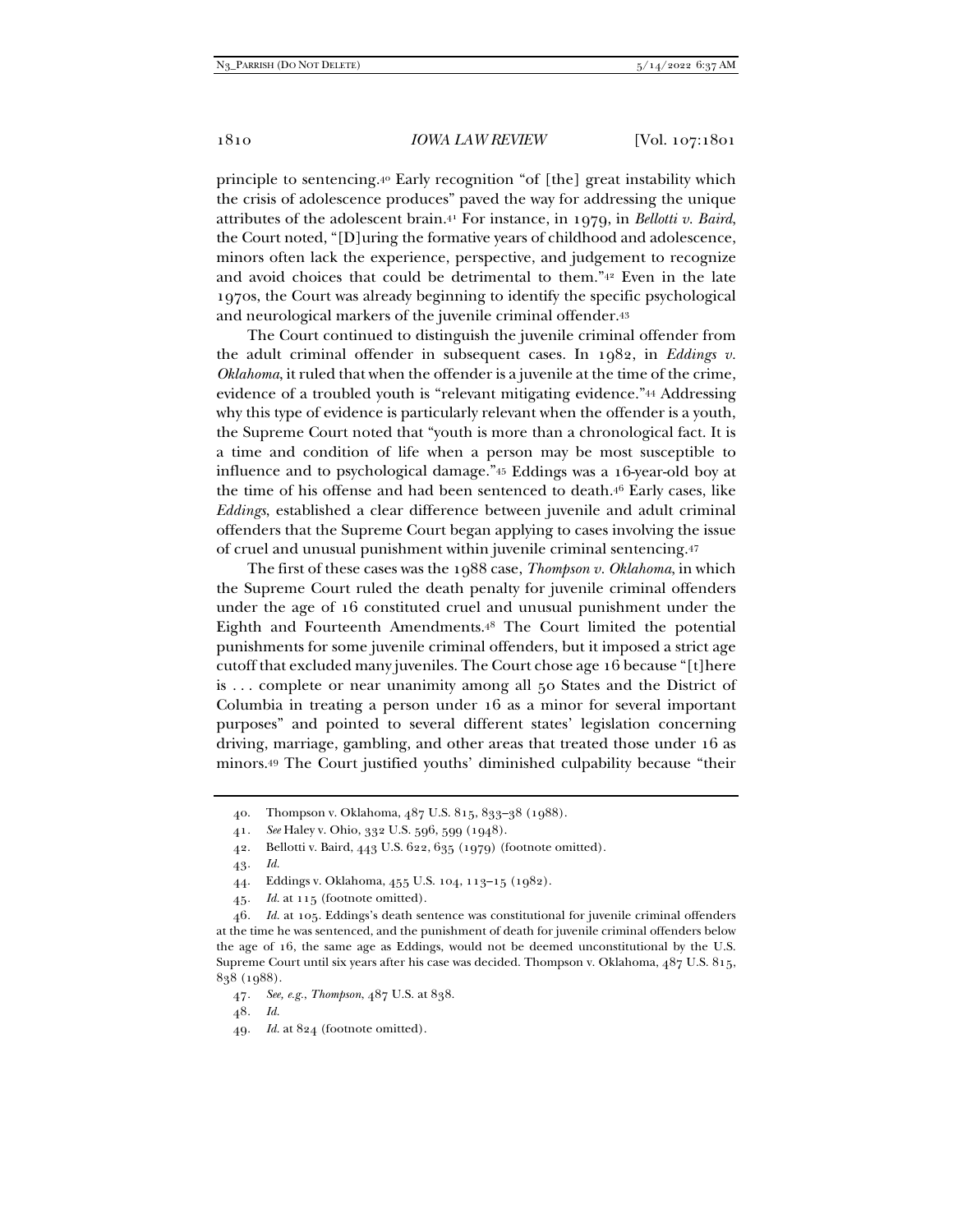principle to sentencing.[40] Early recognition "of [the] great instability which the crisis of adolescence produces" paved the way for addressing the unique attributes of the adolescent brain.[41] For instance, in 1979, in *Bellotti v. Baird*, the Court noted, "[D]uring the formative years of childhood and adolescence, minors often lack the experience, perspective, and judgement to recognize and avoid choices that could be detrimental to them."[42] Even in the late 1970s, the Court was already beginning to identify the specific psychological and neurological markers of the juvenile criminal offender.[43]

The Court continued to distinguish the juvenile criminal offender from the adult criminal offender in subsequent cases. In 1982, in *Eddings v. Oklahoma*, it ruled that when the offender is a juvenile at the time of the crime, evidence of a troubled youth is "relevant mitigating evidence."[44] Addressing why this type of evidence is particularly relevant when the offender is a youth, the Supreme Court noted that "youth is more than a chronological fact. It is a time and condition of life when a person may be most susceptible to influence and to psychological damage."[45] Eddings was a 16-year-old boy at the time of his offense and had been sentenced to death.[46] Early cases, like *Eddings*, established a clear difference between juvenile and adult criminal offenders that the Supreme Court began applying to cases involving the issue of cruel and unusual punishment within juvenile criminal sentencing.[47]

The first of these cases was the 1988 case, *Thompson v. Oklahoma*, in which the Supreme Court ruled the death penalty for juvenile criminal offenders under the age of 16 constituted cruel and unusual punishment under the Eighth and Fourteenth Amendments.[48] The Court limited the potential punishments for some juvenile criminal offenders, but it imposed a strict age cutoff that excluded many juveniles. The Court chose age 16 because "[t]here is . . . complete or near unanimity among all 50 States and the District of Columbia in treating a person under 16 as a minor for several important purposes" and pointed to several different states' legislation concerning driving, marriage, gambling, and other areas that treated those under 16 as minors.[49] The Court justified youths' diminished culpability because "their

---

40. Thompson v. Oklahoma, 487 U.S. 815, 833–38 (1988).

41. *See* Haley v. Ohio, 332 U.S. 596, 599 (1948).

42. Bellotti v. Baird, 443 U.S. 622, 635 (1979) (footnote omitted).

43. *Id.*

44. Eddings v. Oklahoma, 455 U.S. 104, 113–15 (1982).

45. *Id.* at 115 (footnote omitted).

46. *Id.* at 105. Eddings's death sentence was constitutional for juvenile criminal offenders at the time he was sentenced, and the punishment of death for juvenile criminal offenders below the age of 16, the same age as Eddings, would not be deemed unconstitutional by the U.S. Supreme Court until six years after his case was decided. Thompson v. Oklahoma, 487 U.S. 815, 838 (1988).

47. *See, e.g.*, *Thompson*, 487 U.S. at 838.

48. *Id.*

49. *Id.* at 824 (footnote omitted).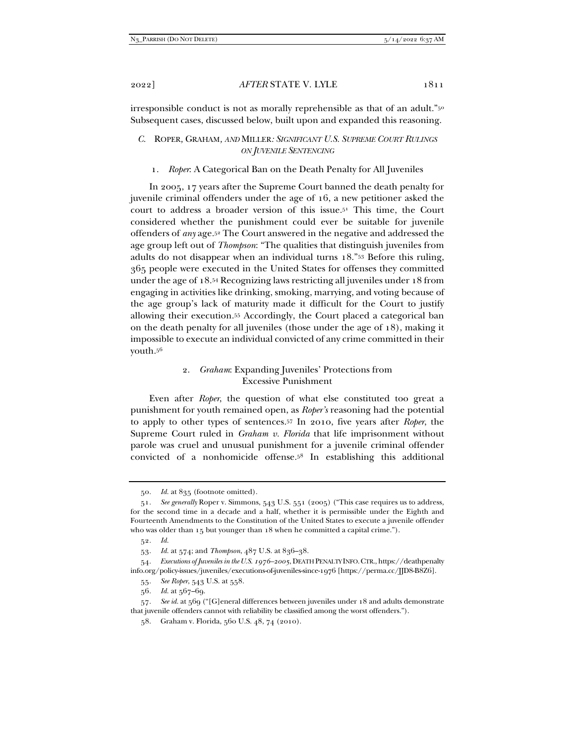irresponsible conduct is not as morally reprehensible as that of an adult."[50] Subsequent cases, discussed below, built upon and expanded this reasoning.

### *C.* Roper, Graham, *and* Miller*: Significant U.S. Supreme Court Rulings on Juvenile Sentencing*

#### 1. *Roper*: A Categorical Ban on the Death Penalty for All Juveniles

In 2005, 17 years after the Supreme Court banned the death penalty for juvenile criminal offenders under the age of 16, a new petitioner asked the court to address a broader version of this issue.[51] This time, the Court considered whether the punishment could ever be suitable for juvenile offenders of *any* age.[52] The Court answered in the negative and addressed the age group left out of *Thompson*: "The qualities that distinguish juveniles from adults do not disappear when an individual turns 18."[53] Before this ruling, 365 people were executed in the United States for offenses they committed under the age of 18.[54] Recognizing laws restricting all juveniles under 18 from engaging in activities like drinking, smoking, marrying, and voting because of the age group's lack of maturity made it difficult for the Court to justify allowing their execution.[55] Accordingly, the Court placed a categorical ban on the death penalty for all juveniles (those under the age of 18), making it impossible to execute an individual convicted of any crime committed in their youth.[56]

#### 2. *Graham*: Expanding Juveniles' Protections from Excessive Punishment

Even after *Roper*, the question of what else constituted too great a punishment for youth remained open, as *Roper's* reasoning had the potential to apply to other types of sentences.[57] In 2010, five years after *Roper*, the Supreme Court ruled in *Graham v. Florida* that life imprisonment without parole was cruel and unusual punishment for a juvenile criminal offender convicted of a nonhomicide offense.[58] In establishing this additional

---

50. *Id.* at 835 (footnote omitted).

51. *See generally* Roper v. Simmons, 543 U.S. 551 (2005) ("This case requires us to address, for the second time in a decade and a half, whether it is permissible under the Eighth and Fourteenth Amendments to the Constitution of the United States to execute a juvenile offender who was older than 15 but younger than 18 when he committed a capital crime.").

52. *Id.*

53. *Id.* at 574; and *Thompson*, 487 U.S. at 836–38.

54. *Executions of Juveniles in the U.S. 1976–2005*, DEATH PENALTY INFO. CTR., https://deathpenaltyinfo.org/policy-issues/juveniles/executions-of-juveniles-since-1976 [https://perma.cc/JJD8-B8Z6].

55. *See Roper*, 543 U.S. at 558.

56. *Id.* at 567–69.

57. *See id.* at 569 ("[G]eneral differences between juveniles under 18 and adults demonstrate that juvenile offenders cannot with reliability be classified among the worst offenders.").

58. Graham v. Florida, 560 U.S. 48, 74 (2010).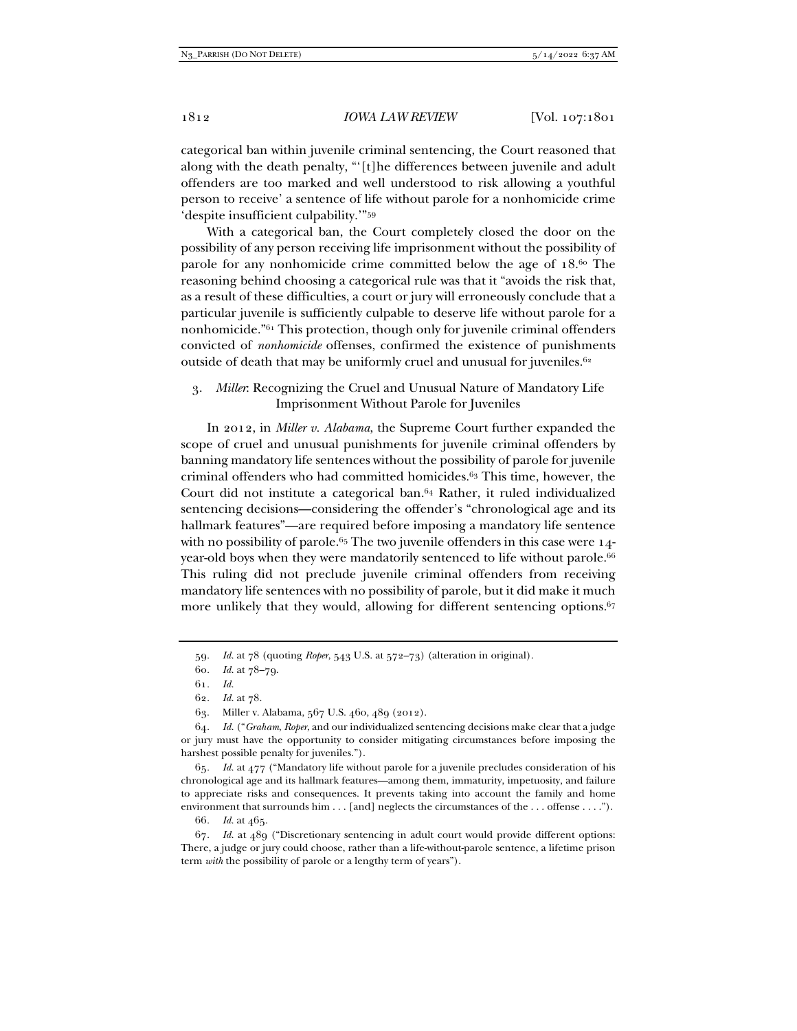categorical ban within juvenile criminal sentencing, the Court reasoned that along with the death penalty, "'[t]he differences between juvenile and adult offenders are too marked and well understood to risk allowing a youthful person to receive' a sentence of life without parole for a nonhomicide crime 'despite insufficient culpability.'"[59]

With a categorical ban, the Court completely closed the door on the possibility of any person receiving life imprisonment without the possibility of parole for any nonhomicide crime committed below the age of 18.[60] The reasoning behind choosing a categorical rule was that it "avoids the risk that, as a result of these difficulties, a court or jury will erroneously conclude that a particular juvenile is sufficiently culpable to deserve life without parole for a nonhomicide."[61] This protection, though only for juvenile criminal offenders convicted of *nonhomicide* offenses, confirmed the existence of punishments outside of death that may be uniformly cruel and unusual for juveniles.[62]

### 3. *Miller*: Recognizing the Cruel and Unusual Nature of Mandatory Life Imprisonment Without Parole for Juveniles

In 2012, in *Miller v. Alabama*, the Supreme Court further expanded the scope of cruel and unusual punishments for juvenile criminal offenders by banning mandatory life sentences without the possibility of parole for juvenile criminal offenders who had committed homicides.[63] This time, however, the Court did not institute a categorical ban.[64] Rather, it ruled individualized sentencing decisions—considering the offender's "chronological age and its hallmark features"—are required before imposing a mandatory life sentence with no possibility of parole.[65] The two juvenile offenders in this case were 14-year-old boys when they were mandatorily sentenced to life without parole.[66] This ruling did not preclude juvenile criminal offenders from receiving mandatory life sentences with no possibility of parole, but it did make it much more unlikely that they would, allowing for different sentencing options.[67]

---

59. *Id.* at 78 (quoting *Roper*, 543 U.S. at 572–73) (alteration in original).

60. *Id.* at 78–79.

61. *Id.*

62. *Id.* at 78.

63. Miller v. Alabama, 567 U.S. 460, 489 (2012).

64. *Id.* ("*Graham*, *Roper*, and our individualized sentencing decisions make clear that a judge or jury must have the opportunity to consider mitigating circumstances before imposing the harshest possible penalty for juveniles.").

65. *Id.* at 477 ("Mandatory life without parole for a juvenile precludes consideration of his chronological age and its hallmark features—among them, immaturity, impetuosity, and failure to appreciate risks and consequences. It prevents taking into account the family and home environment that surrounds him . . . [and] neglects the circumstances of the . . . offense . . . .").

66. *Id.* at 465.

67. *Id.* at 489 ("Discretionary sentencing in adult court would provide different options: There, a judge or jury could choose, rather than a life-without-parole sentence, a lifetime prison term *with* the possibility of parole or a lengthy term of years").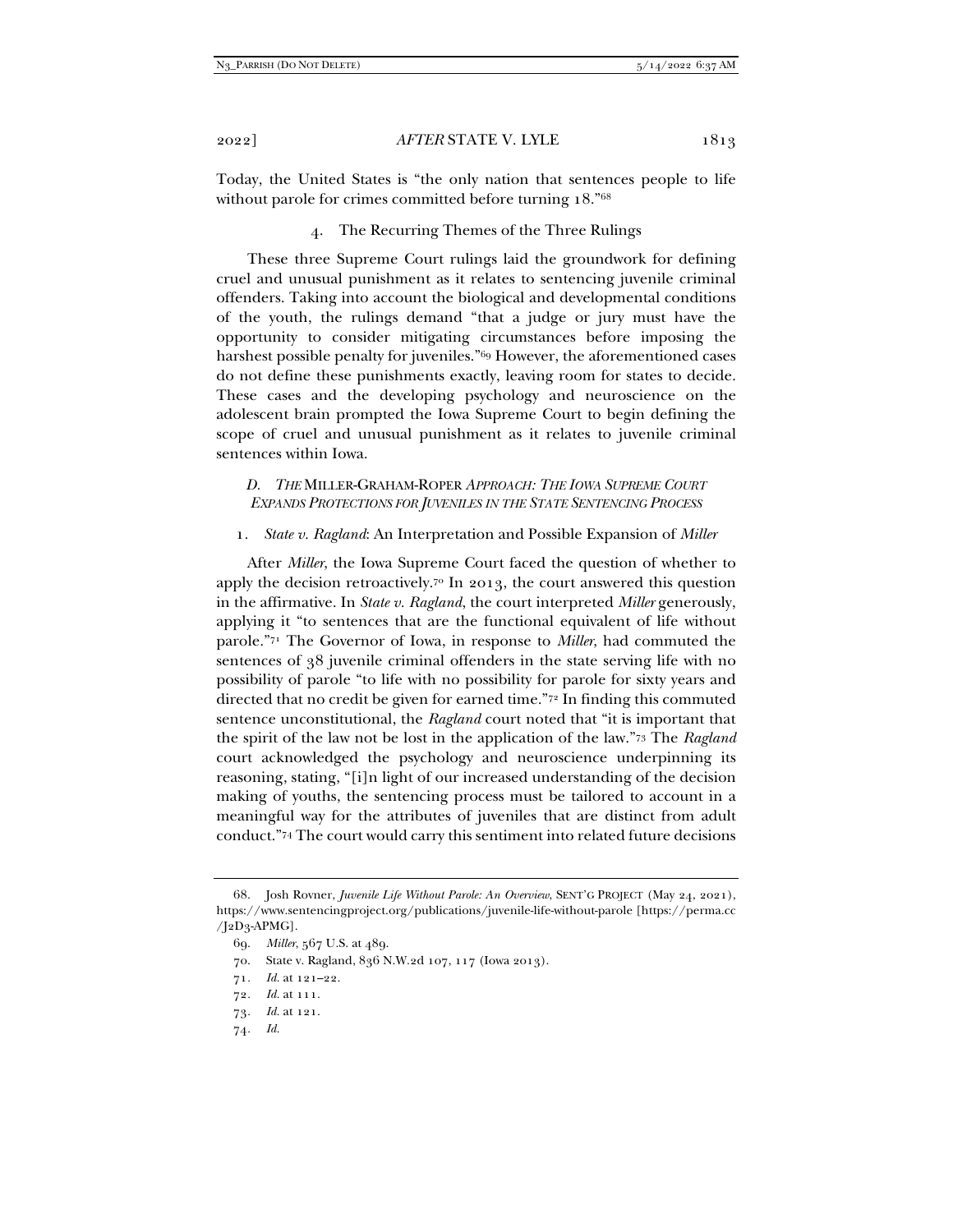Today, the United States is "the only nation that sentences people to life without parole for crimes committed before turning 18."[68]

#### 4. The Recurring Themes of the Three Rulings

These three Supreme Court rulings laid the groundwork for defining cruel and unusual punishment as it relates to sentencing juvenile criminal offenders. Taking into account the biological and developmental conditions of the youth, the rulings demand "that a judge or jury must have the opportunity to consider mitigating circumstances before imposing the harshest possible penalty for juveniles."[69] However, the aforementioned cases do not define these punishments exactly, leaving room for states to decide. These cases and the developing psychology and neuroscience on the adolescent brain prompted the Iowa Supreme Court to begin defining the scope of cruel and unusual punishment as it relates to juvenile criminal sentences within Iowa.

### D. *THE* MILLER-GRAHAM-ROPER *APPROACH: THE IOWA SUPREME COURT EXPANDS PROTECTIONS FOR JUVENILES IN THE STATE SENTENCING PROCESS*

#### 1. *State v. Ragland*: An Interpretation and Possible Expansion of *Miller*

After *Miller*, the Iowa Supreme Court faced the question of whether to apply the decision retroactively.[70] In 2013, the court answered this question in the affirmative. In *State v. Ragland*, the court interpreted *Miller* generously, applying it "to sentences that are the functional equivalent of life without parole."[71] The Governor of Iowa, in response to *Miller*, had commuted the sentences of 38 juvenile criminal offenders in the state serving life with no possibility of parole "to life with no possibility for parole for sixty years and directed that no credit be given for earned time."[72] In finding this commuted sentence unconstitutional, the *Ragland* court noted that "it is important that the spirit of the law not be lost in the application of the law."[73] The *Ragland* court acknowledged the psychology and neuroscience underpinning its reasoning, stating, "[i]n light of our increased understanding of the decision making of youths, the sentencing process must be tailored to account in a meaningful way for the attributes of juveniles that are distinct from adult conduct."[74] The court would carry this sentiment into related future decisions

---

68. Josh Rovner, *Juvenile Life Without Parole: An Overview*, SENT'G PROJECT (May 24, 2021), https://www.sentencingproject.org/publications/juvenile-life-without-parole [https://perma.cc/J2D3-APMG].

69. *Miller*, 567 U.S. at 489.

70. State v. Ragland, 836 N.W.2d 107, 117 (Iowa 2013).

71. *Id.* at 121–22.

72. *Id.* at 111.

73. *Id.* at 121.

74. *Id.*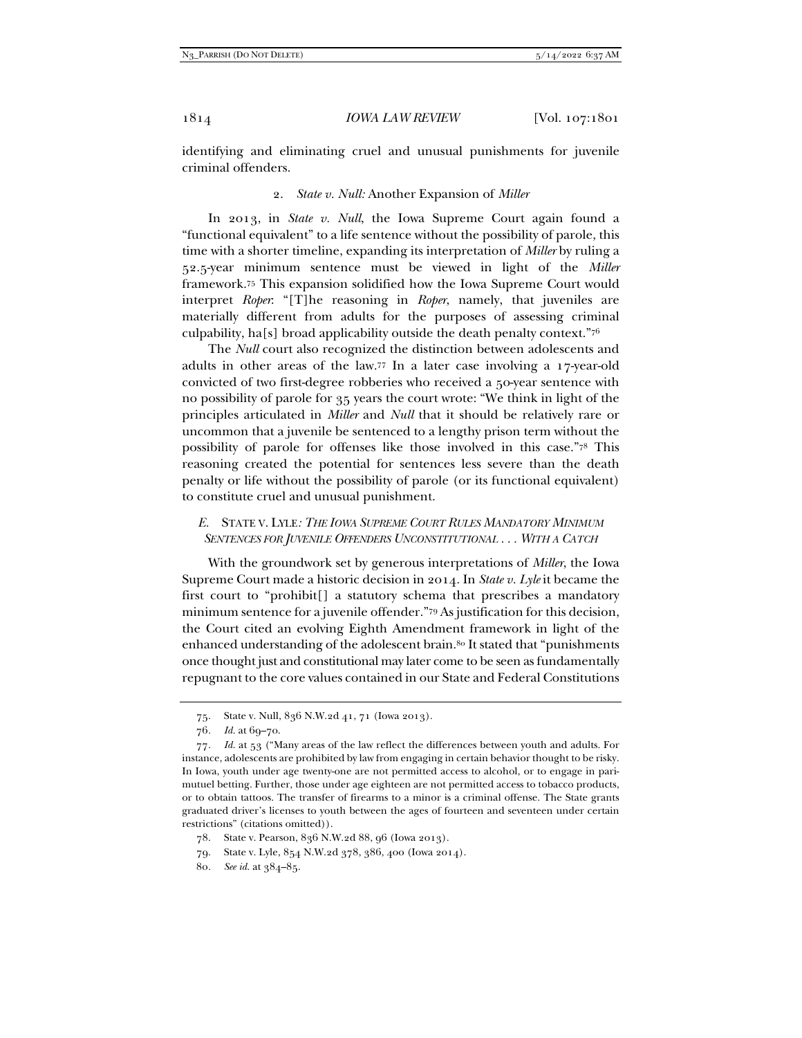identifying and eliminating cruel and unusual punishments for juvenile criminal offenders.

#### 2. *State v. Null:* Another Expansion of *Miller*

In 2013, in *State v. Null*, the Iowa Supreme Court again found a "functional equivalent" to a life sentence without the possibility of parole, this time with a shorter timeline, expanding its interpretation of *Miller* by ruling a 52.5-year minimum sentence must be viewed in light of the *Miller* framework.[75] This expansion solidified how the Iowa Supreme Court would interpret *Roper*: "[T]he reasoning in *Roper*, namely, that juveniles are materially different from adults for the purposes of assessing criminal culpability, ha[s] broad applicability outside the death penalty context."[76]

The *Null* court also recognized the distinction between adolescents and adults in other areas of the law.[77] In a later case involving a 17-year-old convicted of two first-degree robberies who received a 50-year sentence with no possibility of parole for 35 years the court wrote: "We think in light of the principles articulated in *Miller* and *Null* that it should be relatively rare or uncommon that a juvenile be sentenced to a lengthy prison term without the possibility of parole for offenses like those involved in this case."[78] This reasoning created the potential for sentences less severe than the death penalty or life without the possibility of parole (or its functional equivalent) to constitute cruel and unusual punishment.

### *E.* STATE V. LYLE*: The Iowa Supreme Court Rules Mandatory Minimum Sentences for Juvenile Offenders Unconstitutional . . . With a Catch*

With the groundwork set by generous interpretations of *Miller*, the Iowa Supreme Court made a historic decision in 2014. In *State v. Lyle* it became the first court to "prohibit[] a statutory schema that prescribes a mandatory minimum sentence for a juvenile offender."[79] As justification for this decision, the Court cited an evolving Eighth Amendment framework in light of the enhanced understanding of the adolescent brain.[80] It stated that "punishments once thought just and constitutional may later come to be seen as fundamentally repugnant to the core values contained in our State and Federal Constitutions

---

75. State v. Null, 836 N.W.2d 41, 71 (Iowa 2013).

76. *Id.* at 69–70.

77. *Id.* at 53 ("Many areas of the law reflect the differences between youth and adults. For instance, adolescents are prohibited by law from engaging in certain behavior thought to be risky. In Iowa, youth under age twenty-one are not permitted access to alcohol, or to engage in pari-mutuel betting. Further, those under age eighteen are not permitted access to tobacco products, or to obtain tattoos. The transfer of firearms to a minor is a criminal offense. The State grants graduated driver's licenses to youth between the ages of fourteen and seventeen under certain restrictions" (citations omitted)).

78. State v. Pearson, 836 N.W.2d 88, 96 (Iowa 2013).

79. State v. Lyle, 854 N.W.2d 378, 386, 400 (Iowa 2014).

80. *See id.* at 384–85.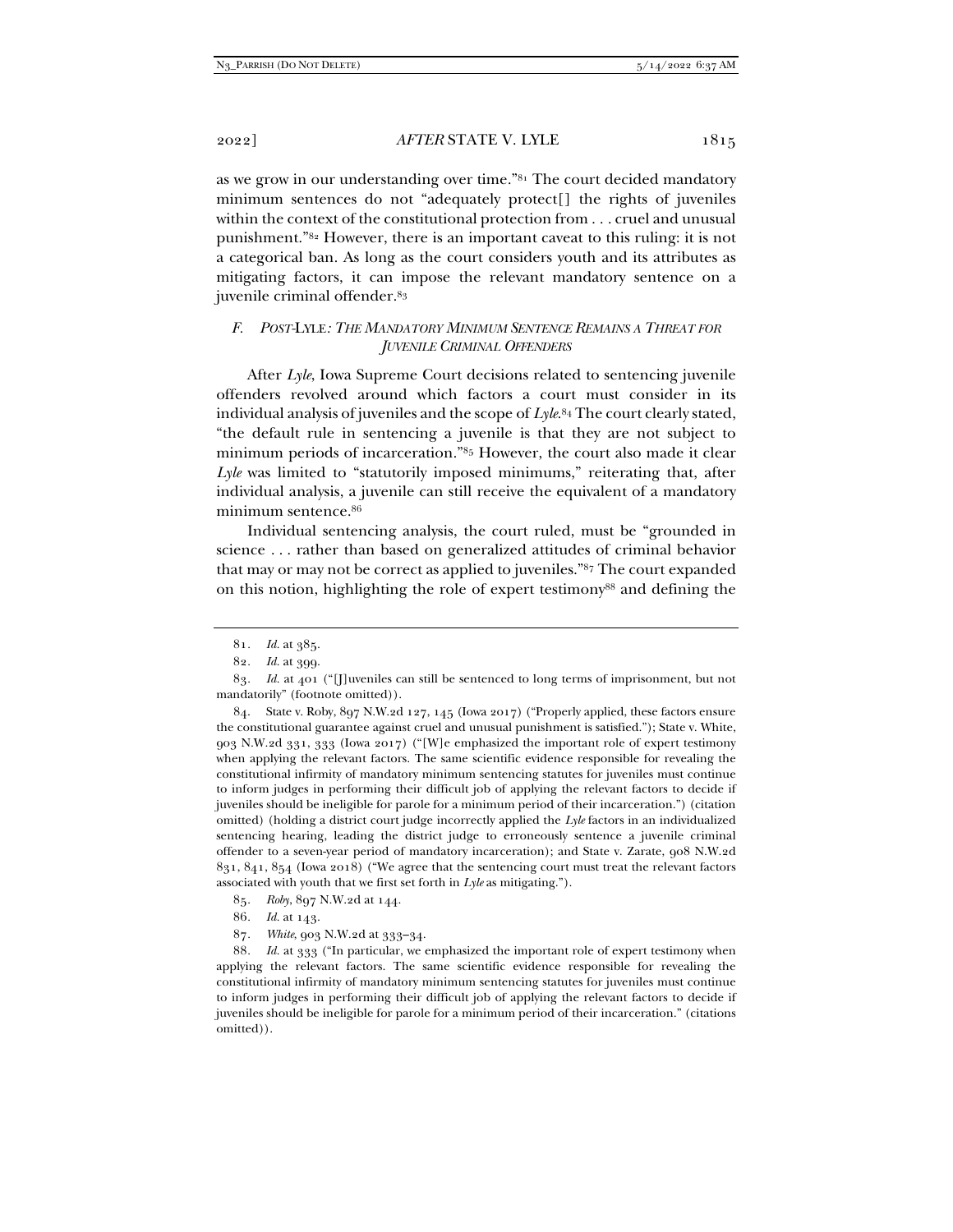as we grow in our understanding over time."[81] The court decided mandatory minimum sentences do not "adequately protect[] the rights of juveniles within the context of the constitutional protection from . . . cruel and unusual punishment."[82] However, there is an important caveat to this ruling: it is not a categorical ban. As long as the court considers youth and its attributes as mitigating factors, it can impose the relevant mandatory sentence on a juvenile criminal offender.[83]

### *F. POST-*LYLE*: THE MANDATORY MINIMUM SENTENCE REMAINS A THREAT FOR JUVENILE CRIMINAL OFFENDERS*

After *Lyle*, Iowa Supreme Court decisions related to sentencing juvenile offenders revolved around which factors a court must consider in its individual analysis of juveniles and the scope of *Lyle*.[84] The court clearly stated, "the default rule in sentencing a juvenile is that they are not subject to minimum periods of incarceration."[85] However, the court also made it clear *Lyle* was limited to "statutorily imposed minimums," reiterating that, after individual analysis, a juvenile can still receive the equivalent of a mandatory minimum sentence.[86]

Individual sentencing analysis, the court ruled, must be "grounded in science . . . rather than based on generalized attitudes of criminal behavior that may or may not be correct as applied to juveniles."[87] The court expanded on this notion, highlighting the role of expert testimony[88] and defining the

---

81. *Id.* at 385.

82. *Id.* at 399.

83. *Id.* at 401 ("[J]uveniles can still be sentenced to long terms of imprisonment, but not mandatorily" (footnote omitted)).

84. State v. Roby, 897 N.W.2d 127, 145 (Iowa 2017) ("Properly applied, these factors ensure the constitutional guarantee against cruel and unusual punishment is satisfied."); State v. White, 903 N.W.2d 331, 333 (Iowa 2017) ("[W]e emphasized the important role of expert testimony when applying the relevant factors. The same scientific evidence responsible for revealing the constitutional infirmity of mandatory minimum sentencing statutes for juveniles must continue to inform judges in performing their difficult job of applying the relevant factors to decide if juveniles should be ineligible for parole for a minimum period of their incarceration.") (citation omitted) (holding a district court judge incorrectly applied the *Lyle* factors in an individualized sentencing hearing, leading the district judge to erroneously sentence a juvenile criminal offender to a seven-year period of mandatory incarceration); and State v. Zarate, 908 N.W.2d 831, 841, 854 (Iowa 2018) ("We agree that the sentencing court must treat the relevant factors associated with youth that we first set forth in *Lyle* as mitigating.").

85. *Roby*, 897 N.W.2d at 144.

86. *Id.* at 143.

87. *White*, 903 N.W.2d at 333–34.

88. *Id.* at 333 ("In particular, we emphasized the important role of expert testimony when applying the relevant factors. The same scientific evidence responsible for revealing the constitutional infirmity of mandatory minimum sentencing statutes for juveniles must continue to inform judges in performing their difficult job of applying the relevant factors to decide if juveniles should be ineligible for parole for a minimum period of their incarceration." (citations omitted)).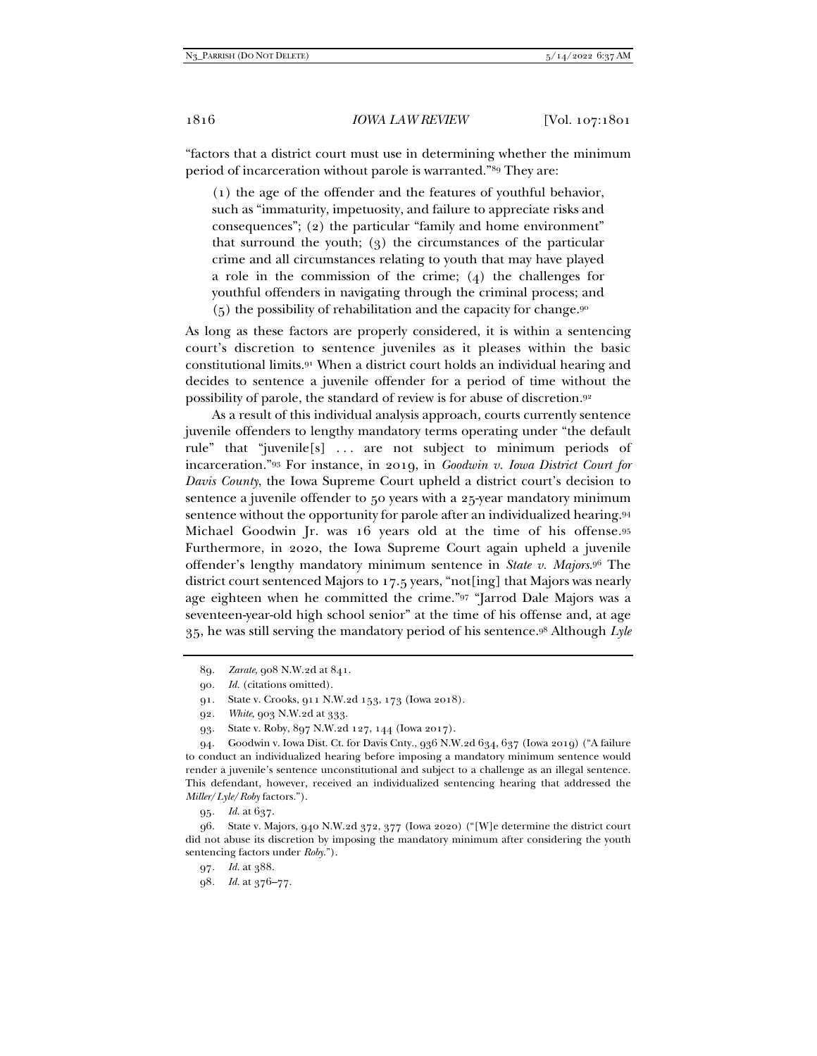"factors that a district court must use in determining whether the minimum period of incarceration without parole is warranted."[89] They are:

> (1) the age of the offender and the features of youthful behavior, such as "immaturity, impetuosity, and failure to appreciate risks and consequences"; (2) the particular "family and home environment" that surround the youth; (3) the circumstances of the particular crime and all circumstances relating to youth that may have played a role in the commission of the crime; (4) the challenges for youthful offenders in navigating through the criminal process; and (5) the possibility of rehabilitation and the capacity for change.[90]

As long as these factors are properly considered, it is within a sentencing court's discretion to sentence juveniles as it pleases within the basic constitutional limits.[91] When a district court holds an individual hearing and decides to sentence a juvenile offender for a period of time without the possibility of parole, the standard of review is for abuse of discretion.[92]

As a result of this individual analysis approach, courts currently sentence juvenile offenders to lengthy mandatory terms operating under "the default rule" that "juvenile[s] . . . are not subject to minimum periods of incarceration."[93] For instance, in 2019, in *Goodwin v. Iowa District Court for Davis County*, the Iowa Supreme Court upheld a district court's decision to sentence a juvenile offender to 50 years with a 25-year mandatory minimum sentence without the opportunity for parole after an individualized hearing.[94] Michael Goodwin Jr. was 16 years old at the time of his offense.[95] Furthermore, in 2020, the Iowa Supreme Court again upheld a juvenile offender's lengthy mandatory minimum sentence in *State v. Majors*.[96] The district court sentenced Majors to 17.5 years, "not[ing] that Majors was nearly age eighteen when he committed the crime."[97] "Jarrod Dale Majors was a seventeen-year-old high school senior" at the time of his offense and, at age 35, he was still serving the mandatory period of his sentence.[98] Although *Lyle*

---

89. *Zarate*, 908 N.W.2d at 841.

90. *Id.* (citations omitted).

91. State v. Crooks, 911 N.W.2d 153, 173 (Iowa 2018).

92. *White*, 903 N.W.2d at 333.

93. State v. Roby, 897 N.W.2d 127, 144 (Iowa 2017).

94. Goodwin v. Iowa Dist. Ct. for Davis Cnty., 936 N.W.2d 634, 637 (Iowa 2019) ("A failure to conduct an individualized hearing before imposing a mandatory minimum sentence would render a juvenile's sentence unconstitutional and subject to a challenge as an illegal sentence. This defendant, however, received an individualized sentencing hearing that addressed the *Miller/Lyle/Roby* factors.").

95. *Id.* at 637.

96. State v. Majors, 940 N.W.2d 372, 377 (Iowa 2020) ("[W]e determine the district court did not abuse its discretion by imposing the mandatory minimum after considering the youth sentencing factors under *Roby*.").

97. *Id.* at 388.

98. *Id.* at 376–77.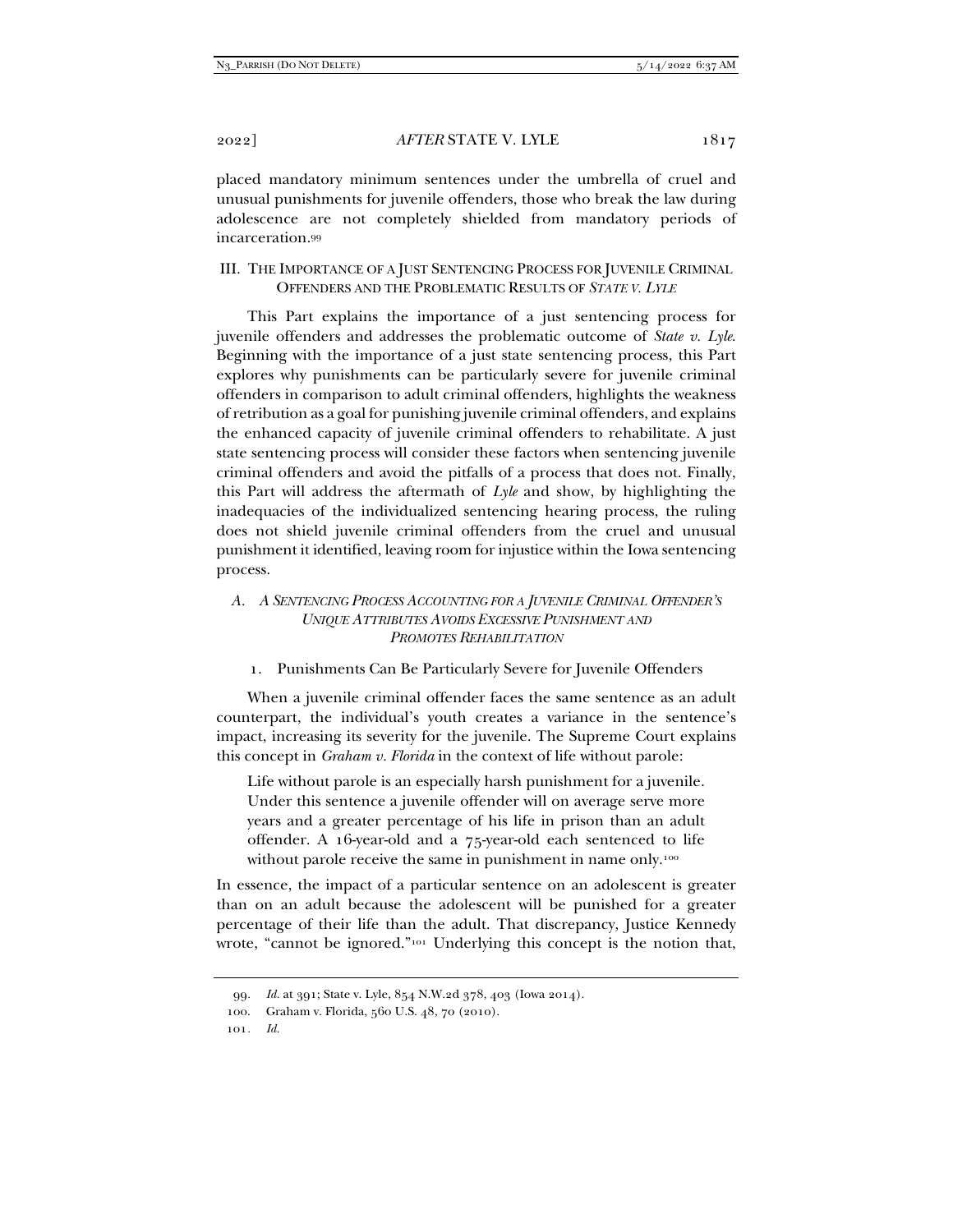placed mandatory minimum sentences under the umbrella of cruel and unusual punishments for juvenile offenders, those who break the law during adolescence are not completely shielded from mandatory periods of incarceration.[99]

## III. The Importance of a Just Sentencing Process for Juvenile Criminal Offenders and the Problematic Results of *State v. Lyle*

This Part explains the importance of a just sentencing process for juvenile offenders and addresses the problematic outcome of *State v. Lyle.* Beginning with the importance of a just state sentencing process, this Part explores why punishments can be particularly severe for juvenile criminal offenders in comparison to adult criminal offenders, highlights the weakness of retribution as a goal for punishing juvenile criminal offenders, and explains the enhanced capacity of juvenile criminal offenders to rehabilitate. A just state sentencing process will consider these factors when sentencing juvenile criminal offenders and avoid the pitfalls of a process that does not. Finally, this Part will address the aftermath of *Lyle* and show, by highlighting the inadequacies of the individualized sentencing hearing process, the ruling does not shield juvenile criminal offenders from the cruel and unusual punishment it identified, leaving room for injustice within the Iowa sentencing process.

### *A. A Sentencing Process Accounting for a Juvenile Criminal Offender's Unique Attributes Avoids Excessive Punishment and Promotes Rehabilitation*

#### 1. Punishments Can Be Particularly Severe for Juvenile Offenders

When a juvenile criminal offender faces the same sentence as an adult counterpart, the individual's youth creates a variance in the sentence's impact, increasing its severity for the juvenile. The Supreme Court explains this concept in *Graham v. Florida* in the context of life without parole:

> Life without parole is an especially harsh punishment for a juvenile. Under this sentence a juvenile offender will on average serve more years and a greater percentage of his life in prison than an adult offender. A 16-year-old and a 75-year-old each sentenced to life without parole receive the same in punishment in name only.[100]

In essence, the impact of a particular sentence on an adolescent is greater than on an adult because the adolescent will be punished for a greater percentage of their life than the adult. That discrepancy, Justice Kennedy wrote, "cannot be ignored."[101] Underlying this concept is the notion that,

---

99. *Id.* at 391; State v. Lyle, 854 N.W.2d 378, 403 (Iowa 2014).

100. Graham v. Florida, 560 U.S. 48, 70 (2010).

101. *Id.*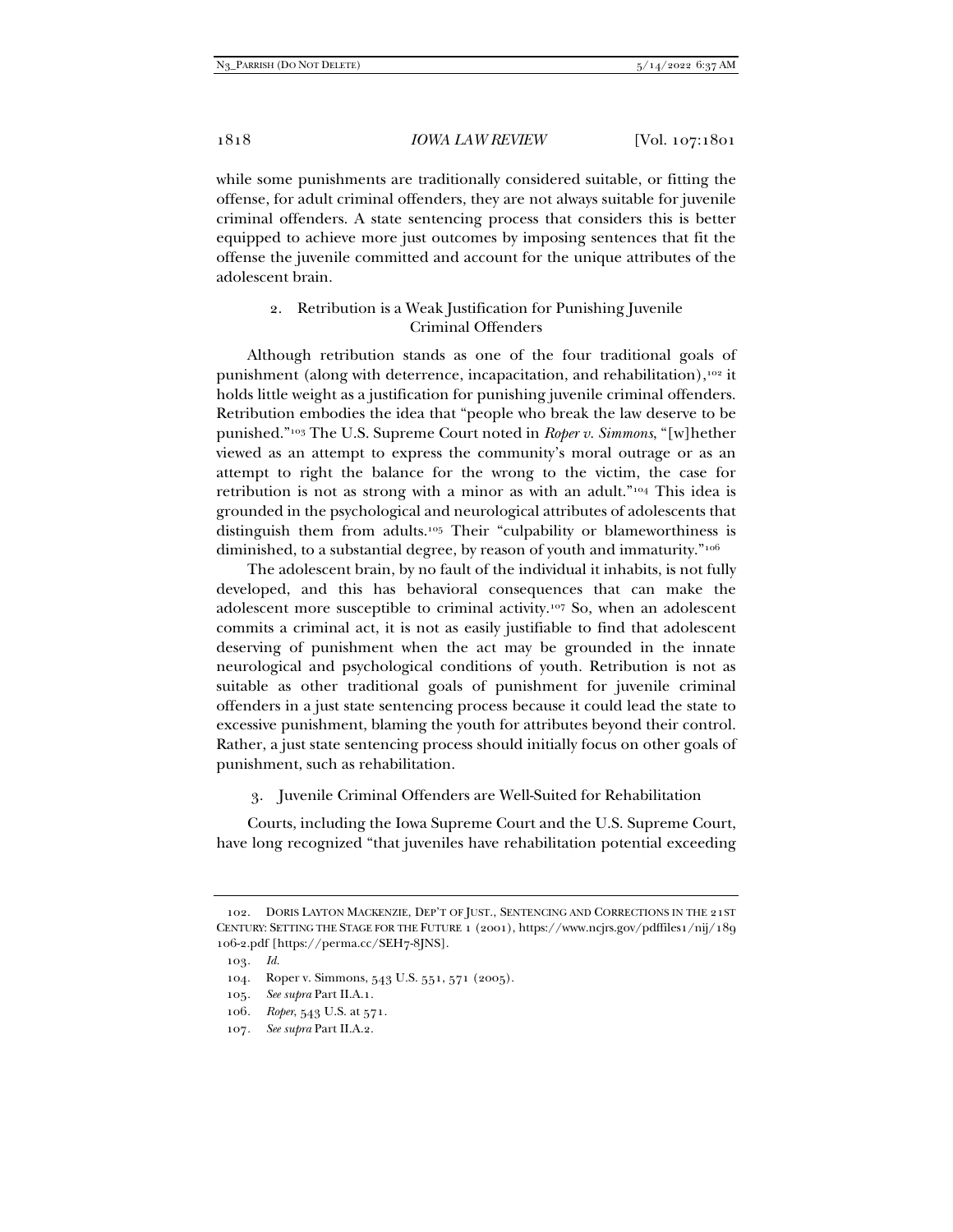while some punishments are traditionally considered suitable, or fitting the offense, for adult criminal offenders, they are not always suitable for juvenile criminal offenders. A state sentencing process that considers this is better equipped to achieve more just outcomes by imposing sentences that fit the offense the juvenile committed and account for the unique attributes of the adolescent brain.

### 2. Retribution is a Weak Justification for Punishing Juvenile Criminal Offenders

Although retribution stands as one of the four traditional goals of punishment (along with deterrence, incapacitation, and rehabilitation),[102] it holds little weight as a justification for punishing juvenile criminal offenders. Retribution embodies the idea that "people who break the law deserve to be punished."[103] The U.S. Supreme Court noted in *Roper v. Simmons*, "[w]hether viewed as an attempt to express the community's moral outrage or as an attempt to right the balance for the wrong to the victim, the case for retribution is not as strong with a minor as with an adult."[104] This idea is grounded in the psychological and neurological attributes of adolescents that distinguish them from adults.[105] Their "culpability or blameworthiness is diminished, to a substantial degree, by reason of youth and immaturity."[106]

The adolescent brain, by no fault of the individual it inhabits, is not fully developed, and this has behavioral consequences that can make the adolescent more susceptible to criminal activity.[107] So, when an adolescent commits a criminal act, it is not as easily justifiable to find that adolescent deserving of punishment when the act may be grounded in the innate neurological and psychological conditions of youth. Retribution is not as suitable as other traditional goals of punishment for juvenile criminal offenders in a just state sentencing process because it could lead the state to excessive punishment, blaming the youth for attributes beyond their control. Rather, a just state sentencing process should initially focus on other goals of punishment, such as rehabilitation.

### 3. Juvenile Criminal Offenders are Well-Suited for Rehabilitation

Courts, including the Iowa Supreme Court and the U.S. Supreme Court, have long recognized "that juveniles have rehabilitation potential exceeding

---

102. DORIS LAYTON MACKENZIE, DEP'T OF JUST., SENTENCING AND CORRECTIONS IN THE 21ST CENTURY: SETTING THE STAGE FOR THE FUTURE 1 (2001), https://www.ncjrs.gov/pdffiles1/nij/189106-2.pdf [https://perma.cc/SEH7-8JNS].

103. *Id.*

104. Roper v. Simmons, 543 U.S. 551, 571 (2005).

105. *See supra* Part II.A.1.

106. *Roper*, 543 U.S. at 571.

107. *See supra* Part II.A.2.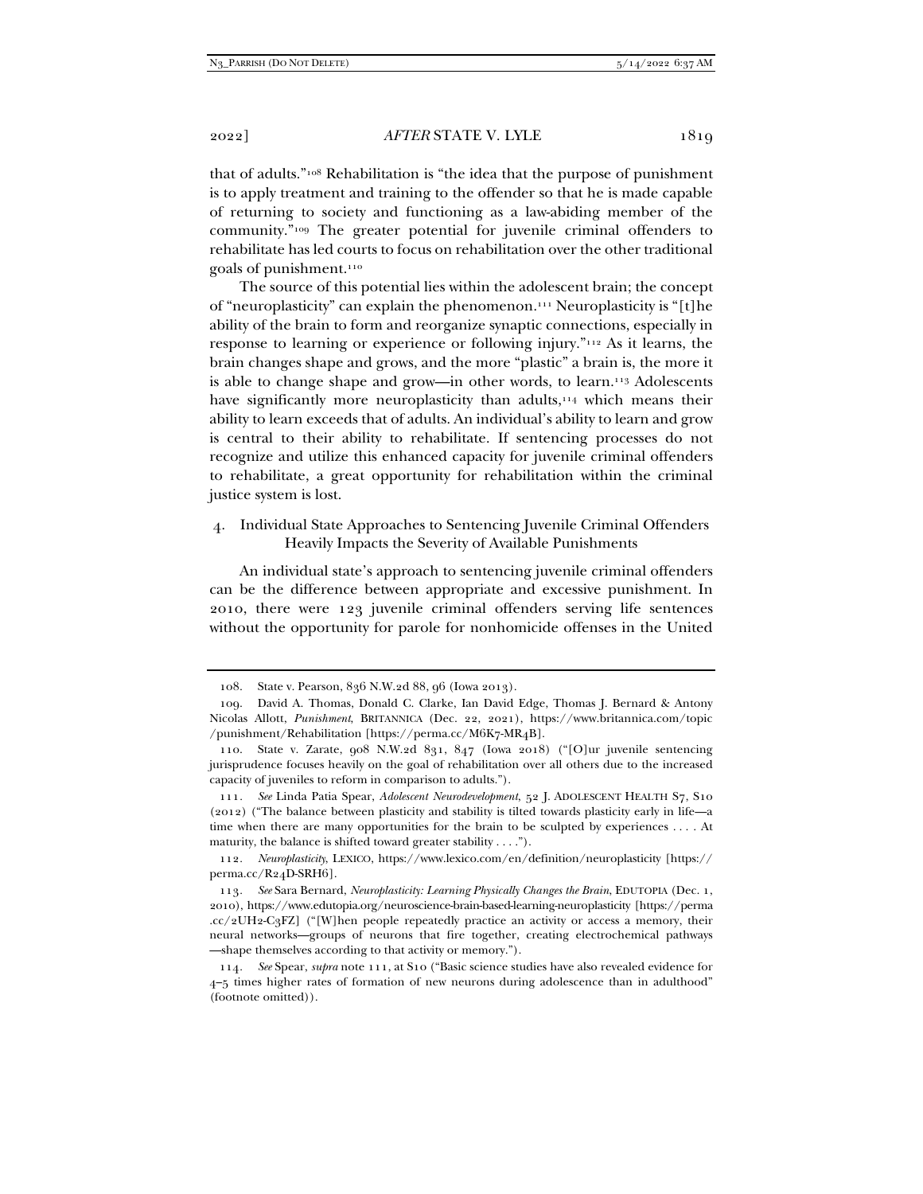that of adults."[108] Rehabilitation is "the idea that the purpose of punishment is to apply treatment and training to the offender so that he is made capable of returning to society and functioning as a law-abiding member of the community."[109] The greater potential for juvenile criminal offenders to rehabilitate has led courts to focus on rehabilitation over the other traditional goals of punishment.[110]

The source of this potential lies within the adolescent brain; the concept of "neuroplasticity" can explain the phenomenon.[111] Neuroplasticity is "[t]he ability of the brain to form and reorganize synaptic connections, especially in response to learning or experience or following injury."[112] As it learns, the brain changes shape and grows, and the more "plastic" a brain is, the more it is able to change shape and grow—in other words, to learn.[113] Adolescents have significantly more neuroplasticity than adults,[114] which means their ability to learn exceeds that of adults. An individual's ability to learn and grow is central to their ability to rehabilitate. If sentencing processes do not recognize and utilize this enhanced capacity for juvenile criminal offenders to rehabilitate, a great opportunity for rehabilitation within the criminal justice system is lost.

#### 4. Individual State Approaches to Sentencing Juvenile Criminal Offenders Heavily Impacts the Severity of Available Punishments

An individual state's approach to sentencing juvenile criminal offenders can be the difference between appropriate and excessive punishment. In 2010, there were 123 juvenile criminal offenders serving life sentences without the opportunity for parole for nonhomicide offenses in the United

---

108. State v. Pearson, 836 N.W.2d 88, 96 (Iowa 2013).

109. David A. Thomas, Donald C. Clarke, Ian David Edge, Thomas J. Bernard & Antony Nicolas Allott, *Punishment*, BRITANNICA (Dec. 22, 2021), https://www.britannica.com/topic/punishment/Rehabilitation [https://perma.cc/M6K7-MR4B].

110. State v. Zarate, 908 N.W.2d 831, 847 (Iowa 2018) ("[O]ur juvenile sentencing jurisprudence focuses heavily on the goal of rehabilitation over all others due to the increased capacity of juveniles to reform in comparison to adults.").

111. *See* Linda Patia Spear, *Adolescent Neurodevelopment*, 52 J. ADOLESCENT HEALTH S7, S10 (2012) ("The balance between plasticity and stability is tilted towards plasticity early in life—a time when there are many opportunities for the brain to be sculpted by experiences . . . . At maturity, the balance is shifted toward greater stability . . . .").

112. *Neuroplasticity*, LEXICO, https://www.lexico.com/en/definition/neuroplasticity [https://perma.cc/R24D-SRH6].

113. *See* Sara Bernard, *Neuroplasticity: Learning Physically Changes the Brain*, EDUTOPIA (Dec. 1, 2010), https://www.edutopia.org/neuroscience-brain-based-learning-neuroplasticity [https://perma.cc/2UH2-C3FZ] ("[W]hen people repeatedly practice an activity or access a memory, their neural networks—groups of neurons that fire together, creating electrochemical pathways—shape themselves according to that activity or memory.").

114. *See* Spear, *supra* note 111, at S10 ("Basic science studies have also revealed evidence for 4–5 times higher rates of formation of new neurons during adolescence than in adulthood" (footnote omitted)).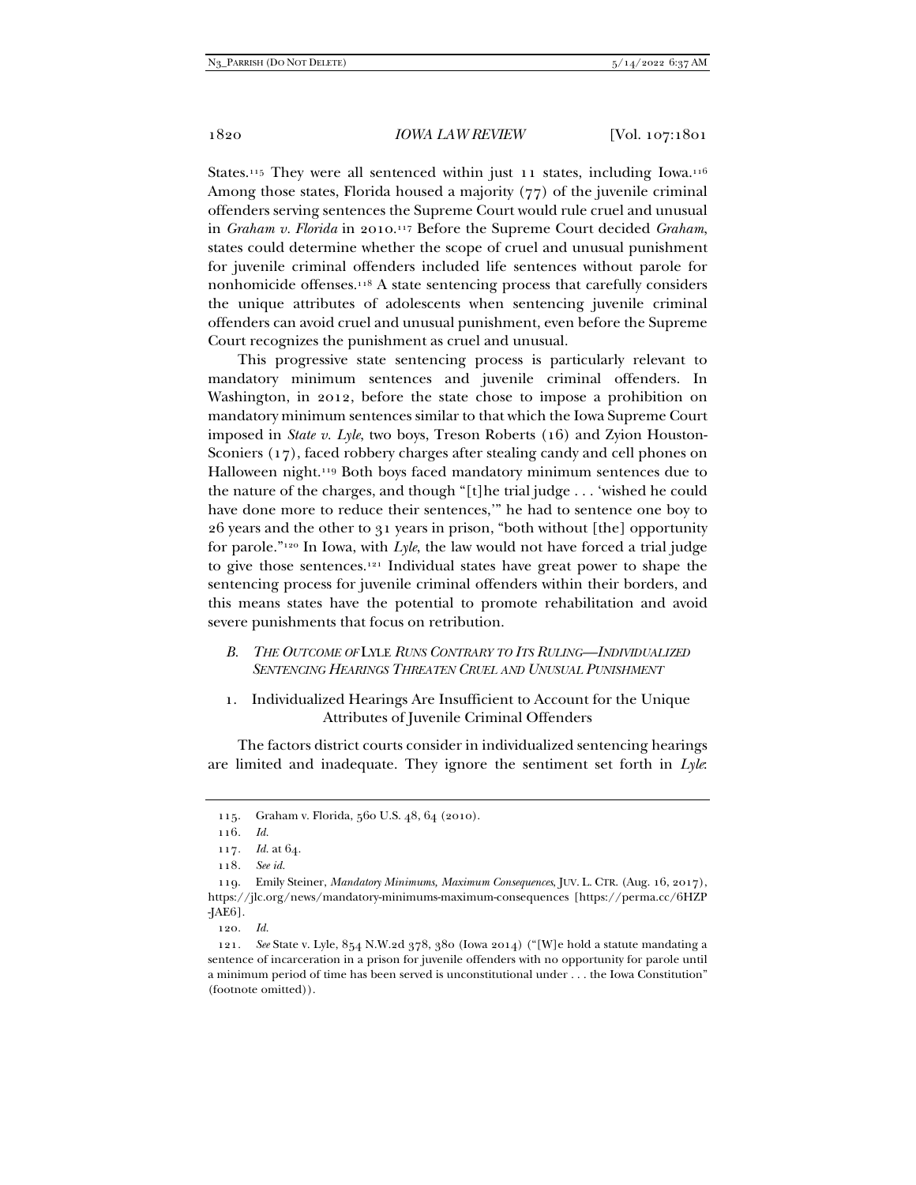States.[115] They were all sentenced within just 11 states, including Iowa.[116] Among those states, Florida housed a majority (77) of the juvenile criminal offenders serving sentences the Supreme Court would rule cruel and unusual in *Graham v. Florida* in 2010.[117] Before the Supreme Court decided *Graham*, states could determine whether the scope of cruel and unusual punishment for juvenile criminal offenders included life sentences without parole for nonhomicide offenses.[118] A state sentencing process that carefully considers the unique attributes of adolescents when sentencing juvenile criminal offenders can avoid cruel and unusual punishment, even before the Supreme Court recognizes the punishment as cruel and unusual.

This progressive state sentencing process is particularly relevant to mandatory minimum sentences and juvenile criminal offenders. In Washington, in 2012, before the state chose to impose a prohibition on mandatory minimum sentences similar to that which the Iowa Supreme Court imposed in *State v. Lyle*, two boys, Treson Roberts (16) and Zyion Houston-Sconiers (17), faced robbery charges after stealing candy and cell phones on Halloween night.[119] Both boys faced mandatory minimum sentences due to the nature of the charges, and though "[t]he trial judge . . . 'wished he could have done more to reduce their sentences,'" he had to sentence one boy to 26 years and the other to 31 years in prison, "both without [the] opportunity for parole."[120] In Iowa, with *Lyle*, the law would not have forced a trial judge to give those sentences.[121] Individual states have great power to shape the sentencing process for juvenile criminal offenders within their borders, and this means states have the potential to promote rehabilitation and avoid severe punishments that focus on retribution.

### B. *The Outcome of* Lyle *Runs Contrary to Its Ruling—Individualized Sentencing Hearings Threaten Cruel and Unusual Punishment*

#### 1. Individualized Hearings Are Insufficient to Account for the Unique Attributes of Juvenile Criminal Offenders

The factors district courts consider in individualized sentencing hearings are limited and inadequate. They ignore the sentiment set forth in *Lyle*:

---

115. Graham v. Florida, 560 U.S. 48, 64 (2010).

116. *Id.*

117. *Id.* at 64.

118. *See id.*

119. Emily Steiner, *Mandatory Minimums, Maximum Consequences*, JUV. L. CTR. (Aug. 16, 2017), https://jlc.org/news/mandatory-minimums-maximum-consequences [https://perma.cc/6HZP-JAE6].

120. *Id.*

121. *See* State v. Lyle, 854 N.W.2d 378, 380 (Iowa 2014) ("[W]e hold a statute mandating a sentence of incarceration in a prison for juvenile offenders with no opportunity for parole until a minimum period of time has been served is unconstitutional under . . . the Iowa Constitution" (footnote omitted)).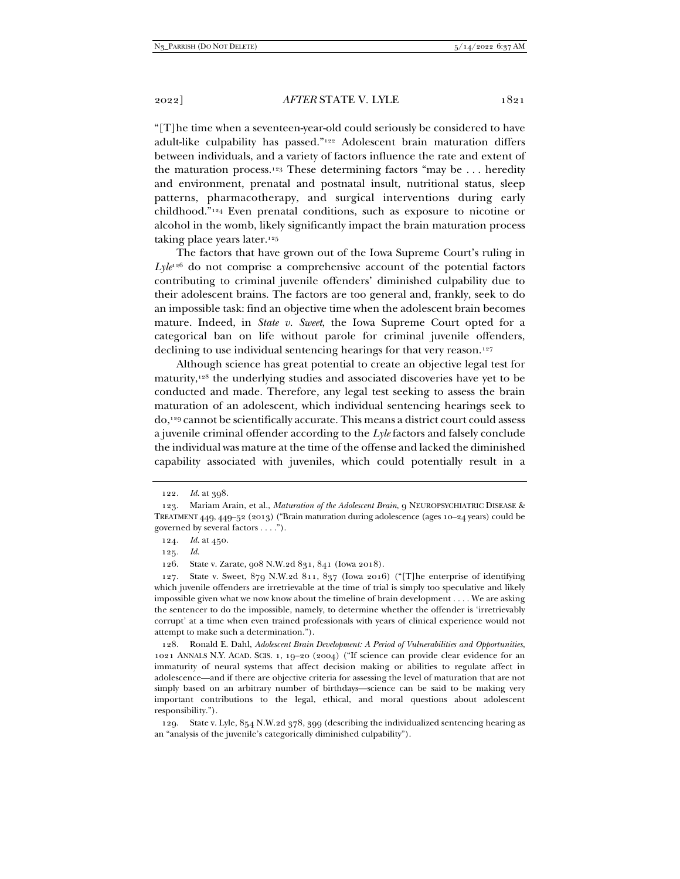"[T]he time when a seventeen-year-old could seriously be considered to have adult-like culpability has passed."[122] Adolescent brain maturation differs between individuals, and a variety of factors influence the rate and extent of the maturation process.[123] These determining factors "may be . . . heredity and environment, prenatal and postnatal insult, nutritional status, sleep patterns, pharmacotherapy, and surgical interventions during early childhood."[124] Even prenatal conditions, such as exposure to nicotine or alcohol in the womb, likely significantly impact the brain maturation process taking place years later.[125]

The factors that have grown out of the Iowa Supreme Court's ruling in *Lyle*[126] do not comprise a comprehensive account of the potential factors contributing to criminal juvenile offenders' diminished culpability due to their adolescent brains. The factors are too general and, frankly, seek to do an impossible task: find an objective time when the adolescent brain becomes mature. Indeed, in *State v. Sweet*, the Iowa Supreme Court opted for a categorical ban on life without parole for criminal juvenile offenders, declining to use individual sentencing hearings for that very reason.[127]

Although science has great potential to create an objective legal test for maturity,[128] the underlying studies and associated discoveries have yet to be conducted and made. Therefore, any legal test seeking to assess the brain maturation of an adolescent, which individual sentencing hearings seek to do,[129] cannot be scientifically accurate. This means a district court could assess a juvenile criminal offender according to the *Lyle* factors and falsely conclude the individual was mature at the time of the offense and lacked the diminished capability associated with juveniles, which could potentially result in a

---

122. *Id.* at 398.

123. Mariam Arain, et al., *Maturation of the Adolescent Brain*, 9 NEUROPSYCHIATRIC DISEASE & TREATMENT 449, 449–52 (2013) ("Brain maturation during adolescence (ages 10–24 years) could be governed by several factors . . . .").

124. *Id.* at 450.

125. *Id.*

126. State v. Zarate, 908 N.W.2d 831, 841 (Iowa 2018).

127. State v. Sweet, 879 N.W.2d 811, 837 (Iowa 2016) ("[T]he enterprise of identifying which juvenile offenders are irretrievable at the time of trial is simply too speculative and likely impossible given what we now know about the timeline of brain development . . . . We are asking the sentencer to do the impossible, namely, to determine whether the offender is 'irretrievably corrupt' at a time when even trained professionals with years of clinical experience would not attempt to make such a determination.").

128. Ronald E. Dahl, *Adolescent Brain Development: A Period of Vulnerabilities and Opportunities*, 1021 ANNALS N.Y. ACAD. SCIS. 1, 19–20 (2004) ("If science can provide clear evidence for an immaturity of neural systems that affect decision making or abilities to regulate affect in adolescence—and if there are objective criteria for assessing the level of maturation that are not simply based on an arbitrary number of birthdays—science can be said to be making very important contributions to the legal, ethical, and moral questions about adolescent responsibility.").

129. State v. Lyle, 854 N.W.2d 378, 399 (describing the individualized sentencing hearing as an "analysis of the juvenile's categorically diminished culpability").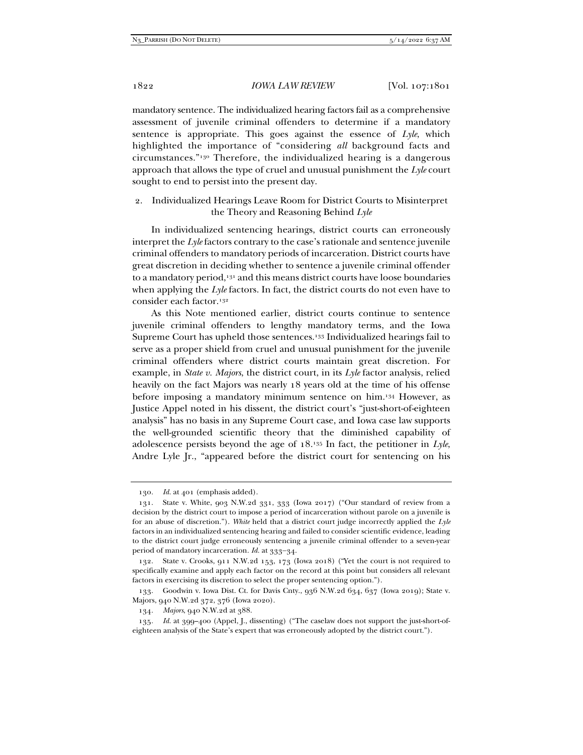mandatory sentence. The individualized hearing factors fail as a comprehensive assessment of juvenile criminal offenders to determine if a mandatory sentence is appropriate. This goes against the essence of *Lyle*, which highlighted the importance of "considering *all* background facts and circumstances."[130] Therefore, the individualized hearing is a dangerous approach that allows the type of cruel and unusual punishment the *Lyle* court sought to end to persist into the present day.

### 2. Individualized Hearings Leave Room for District Courts to Misinterpret the Theory and Reasoning Behind *Lyle*

In individualized sentencing hearings, district courts can erroneously interpret the *Lyle* factors contrary to the case's rationale and sentence juvenile criminal offenders to mandatory periods of incarceration. District courts have great discretion in deciding whether to sentence a juvenile criminal offender to a mandatory period,[131] and this means district courts have loose boundaries when applying the *Lyle* factors. In fact, the district courts do not even have to consider each factor.[132]

As this Note mentioned earlier, district courts continue to sentence juvenile criminal offenders to lengthy mandatory terms, and the Iowa Supreme Court has upheld those sentences.[133] Individualized hearings fail to serve as a proper shield from cruel and unusual punishment for the juvenile criminal offenders where district courts maintain great discretion. For example, in *State v. Majors*, the district court, in its *Lyle* factor analysis, relied heavily on the fact Majors was nearly 18 years old at the time of his offense before imposing a mandatory minimum sentence on him.[134] However, as Justice Appel noted in his dissent, the district court's "just-short-of-eighteen analysis" has no basis in any Supreme Court case, and Iowa case law supports the well-grounded scientific theory that the diminished capability of adolescence persists beyond the age of 18.[135] In fact, the petitioner in *Lyle*, Andre Lyle Jr., "appeared before the district court for sentencing on his

---

130. *Id.* at 401 (emphasis added).

131. State v. White, 903 N.W.2d 331, 333 (Iowa 2017) ("Our standard of review from a decision by the district court to impose a period of incarceration without parole on a juvenile is for an abuse of discretion."). *White* held that a district court judge incorrectly applied the *Lyle* factors in an individualized sentencing hearing and failed to consider scientific evidence, leading to the district court judge erroneously sentencing a juvenile criminal offender to a seven-year period of mandatory incarceration. *Id.* at 333–34.

132. State v. Crooks, 911 N.W.2d 153, 173 (Iowa 2018) ("Yet the court is not required to specifically examine and apply each factor on the record at this point but considers all relevant factors in exercising its discretion to select the proper sentencing option.").

133. Goodwin v. Iowa Dist. Ct. for Davis Cnty., 936 N.W.2d 634, 637 (Iowa 2019); State v. Majors, 940 N.W.2d 372, 376 (Iowa 2020).

134. *Majors*, 940 N.W.2d at 388.

135. *Id.* at 399–400 (Appel, J., dissenting) ("The caselaw does not support the just-short-of-eighteen analysis of the State's expert that was erroneously adopted by the district court.").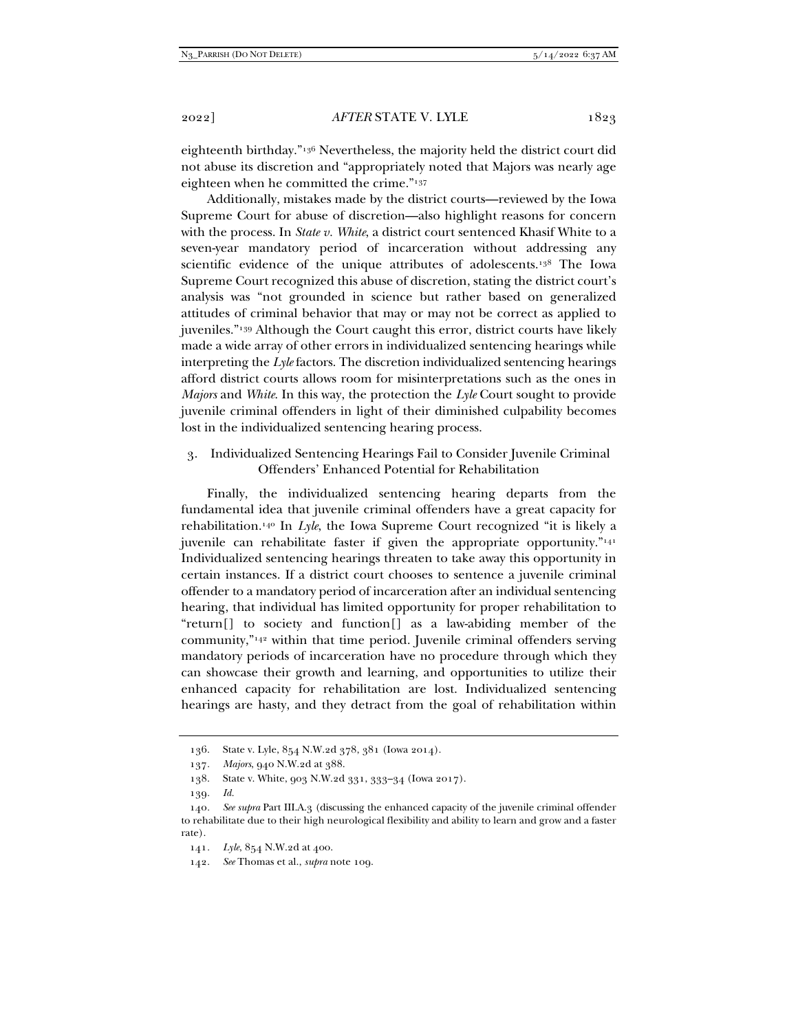eighteenth birthday."[136] Nevertheless, the majority held the district court did not abuse its discretion and "appropriately noted that Majors was nearly age eighteen when he committed the crime."[137]

Additionally, mistakes made by the district courts—reviewed by the Iowa Supreme Court for abuse of discretion—also highlight reasons for concern with the process. In *State v. White*, a district court sentenced Khasif White to a seven-year mandatory period of incarceration without addressing any scientific evidence of the unique attributes of adolescents.[138] The Iowa Supreme Court recognized this abuse of discretion, stating the district court's analysis was "not grounded in science but rather based on generalized attitudes of criminal behavior that may or may not be correct as applied to juveniles."[139] Although the Court caught this error, district courts have likely made a wide array of other errors in individualized sentencing hearings while interpreting the *Lyle* factors. The discretion individualized sentencing hearings afford district courts allows room for misinterpretations such as the ones in *Majors* and *White*. In this way, the protection the *Lyle* Court sought to provide juvenile criminal offenders in light of their diminished culpability becomes lost in the individualized sentencing hearing process.

### 3. Individualized Sentencing Hearings Fail to Consider Juvenile Criminal Offenders' Enhanced Potential for Rehabilitation

Finally, the individualized sentencing hearing departs from the fundamental idea that juvenile criminal offenders have a great capacity for rehabilitation.[140] In *Lyle*, the Iowa Supreme Court recognized "it is likely a juvenile can rehabilitate faster if given the appropriate opportunity."[141] Individualized sentencing hearings threaten to take away this opportunity in certain instances. If a district court chooses to sentence a juvenile criminal offender to a mandatory period of incarceration after an individual sentencing hearing, that individual has limited opportunity for proper rehabilitation to "return[] to society and function[] as a law-abiding member of the community,"[142] within that time period. Juvenile criminal offenders serving mandatory periods of incarceration have no procedure through which they can showcase their growth and learning, and opportunities to utilize their enhanced capacity for rehabilitation are lost. Individualized sentencing hearings are hasty, and they detract from the goal of rehabilitation within

---

136. State v. Lyle, 854 N.W.2d 378, 381 (Iowa 2014).

137. *Majors*, 940 N.W.2d at 388.

138. State v. White, 903 N.W.2d 331, 333–34 (Iowa 2017).

139. *Id.*

140. *See supra* Part III.A.3 (discussing the enhanced capacity of the juvenile criminal offender to rehabilitate due to their high neurological flexibility and ability to learn and grow and a faster rate).

141. *Lyle*, 854 N.W.2d at 400.

142. *See* Thomas et al., *supra* note 109.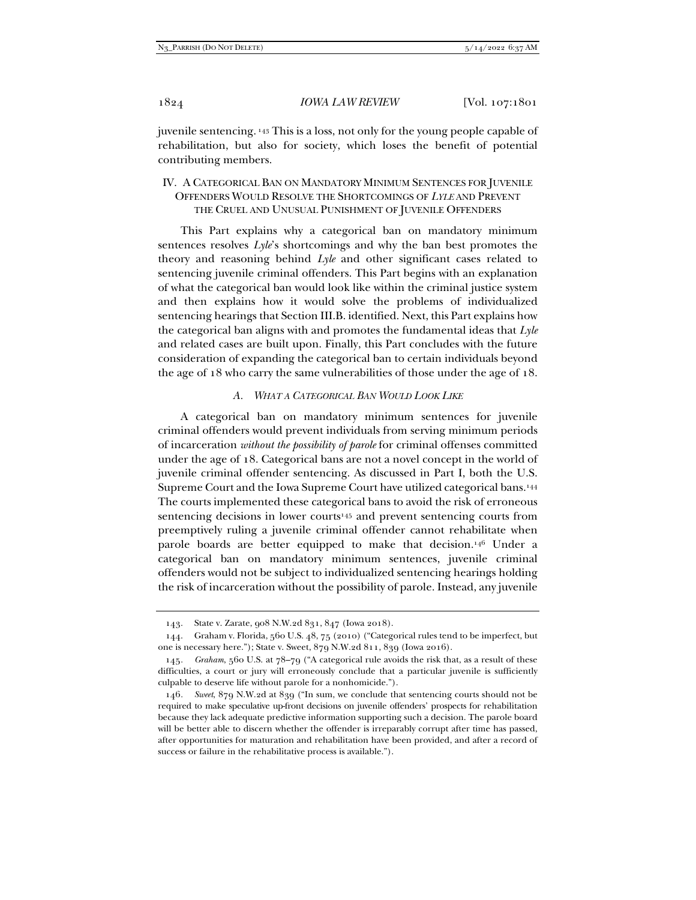juvenile sentencing.[143] This is a loss, not only for the young people capable of rehabilitation, but also for society, which loses the benefit of potential contributing members.

## IV. A Categorical Ban on Mandatory Minimum Sentences for Juvenile Offenders Would Resolve the Shortcomings of *Lyle* and Prevent the Cruel and Unusual Punishment of Juvenile Offenders

This Part explains why a categorical ban on mandatory minimum sentences resolves *Lyle*'s shortcomings and why the ban best promotes the theory and reasoning behind *Lyle* and other significant cases related to sentencing juvenile criminal offenders. This Part begins with an explanation of what the categorical ban would look like within the criminal justice system and then explains how it would solve the problems of individualized sentencing hearings that Section III.B. identified. Next, this Part explains how the categorical ban aligns with and promotes the fundamental ideas that *Lyle* and related cases are built upon. Finally, this Part concludes with the future consideration of expanding the categorical ban to certain individuals beyond the age of 18 who carry the same vulnerabilities of those under the age of 18.

### A. *What a Categorical Ban Would Look Like*

A categorical ban on mandatory minimum sentences for juvenile criminal offenders would prevent individuals from serving minimum periods of incarceration *without the possibility of parole* for criminal offenses committed under the age of 18. Categorical bans are not a novel concept in the world of juvenile criminal offender sentencing. As discussed in Part I, both the U.S. Supreme Court and the Iowa Supreme Court have utilized categorical bans.[144] The courts implemented these categorical bans to avoid the risk of erroneous sentencing decisions in lower courts[145] and prevent sentencing courts from preemptively ruling a juvenile criminal offender cannot rehabilitate when parole boards are better equipped to make that decision.[146] Under a categorical ban on mandatory minimum sentences, juvenile criminal offenders would not be subject to individualized sentencing hearings holding the risk of incarceration without the possibility of parole. Instead, any juvenile

---

143. State v. Zarate, 908 N.W.2d 831, 847 (Iowa 2018).

144. Graham v. Florida, 560 U.S. 48, 75 (2010) ("Categorical rules tend to be imperfect, but one is necessary here."); State v. Sweet, 879 N.W.2d 811, 839 (Iowa 2016).

145. *Graham*, 560 U.S. at 78–79 ("A categorical rule avoids the risk that, as a result of these difficulties, a court or jury will erroneously conclude that a particular juvenile is sufficiently culpable to deserve life without parole for a nonhomicide.").

146. *Sweet*, 879 N.W.2d at 839 ("In sum, we conclude that sentencing courts should not be required to make speculative up-front decisions on juvenile offenders' prospects for rehabilitation because they lack adequate predictive information supporting such a decision. The parole board will be better able to discern whether the offender is irreparably corrupt after time has passed, after opportunities for maturation and rehabilitation have been provided, and after a record of success or failure in the rehabilitative process is available.").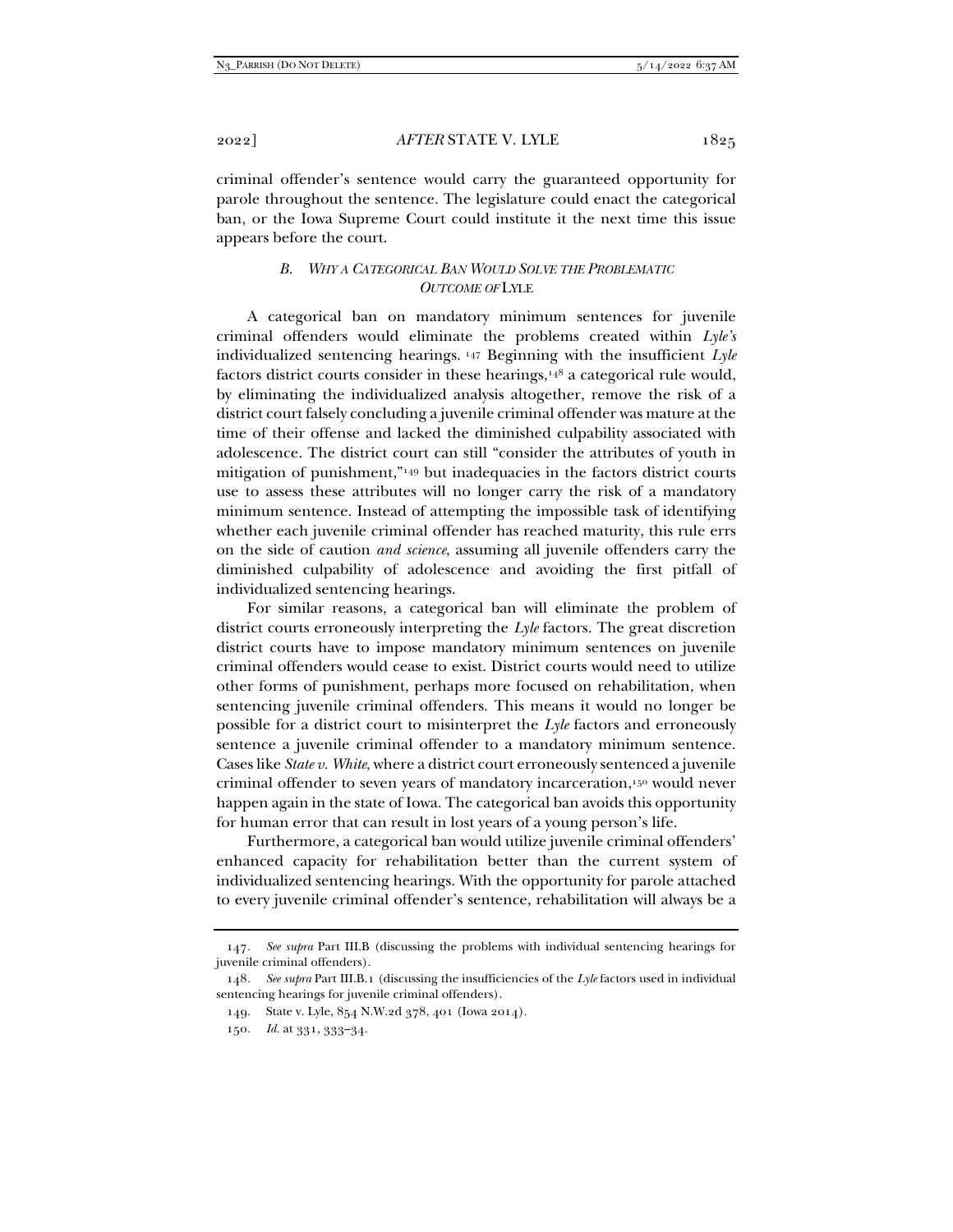criminal offender's sentence would carry the guaranteed opportunity for parole throughout the sentence. The legislature could enact the categorical ban, or the Iowa Supreme Court could institute it the next time this issue appears before the court.

### *B. Why a Categorical Ban Would Solve the Problematic Outcome of* Lyle

A categorical ban on mandatory minimum sentences for juvenile criminal offenders would eliminate the problems created within *Lyle's* individualized sentencing hearings.[147] Beginning with the insufficient *Lyle* factors district courts consider in these hearings,[148] a categorical rule would, by eliminating the individualized analysis altogether, remove the risk of a district court falsely concluding a juvenile criminal offender was mature at the time of their offense and lacked the diminished culpability associated with adolescence. The district court can still "consider the attributes of youth in mitigation of punishment,"[149] but inadequacies in the factors district courts use to assess these attributes will no longer carry the risk of a mandatory minimum sentence. Instead of attempting the impossible task of identifying whether each juvenile criminal offender has reached maturity, this rule errs on the side of caution *and science*, assuming all juvenile offenders carry the diminished culpability of adolescence and avoiding the first pitfall of individualized sentencing hearings.

For similar reasons, a categorical ban will eliminate the problem of district courts erroneously interpreting the *Lyle* factors. The great discretion district courts have to impose mandatory minimum sentences on juvenile criminal offenders would cease to exist. District courts would need to utilize other forms of punishment, perhaps more focused on rehabilitation, when sentencing juvenile criminal offenders. This means it would no longer be possible for a district court to misinterpret the *Lyle* factors and erroneously sentence a juvenile criminal offender to a mandatory minimum sentence. Cases like *State v. White*, where a district court erroneously sentenced a juvenile criminal offender to seven years of mandatory incarceration,[150] would never happen again in the state of Iowa. The categorical ban avoids this opportunity for human error that can result in lost years of a young person's life.

Furthermore, a categorical ban would utilize juvenile criminal offenders' enhanced capacity for rehabilitation better than the current system of individualized sentencing hearings. With the opportunity for parole attached to every juvenile criminal offender's sentence, rehabilitation will always be a

---

147. *See supra* Part III.B (discussing the problems with individual sentencing hearings for juvenile criminal offenders).

148. *See supra* Part III.B.1 (discussing the insufficiencies of the *Lyle* factors used in individual sentencing hearings for juvenile criminal offenders).

149. State v. Lyle, 854 N.W.2d 378, 401 (Iowa 2014).

150. *Id.* at 331, 333–34.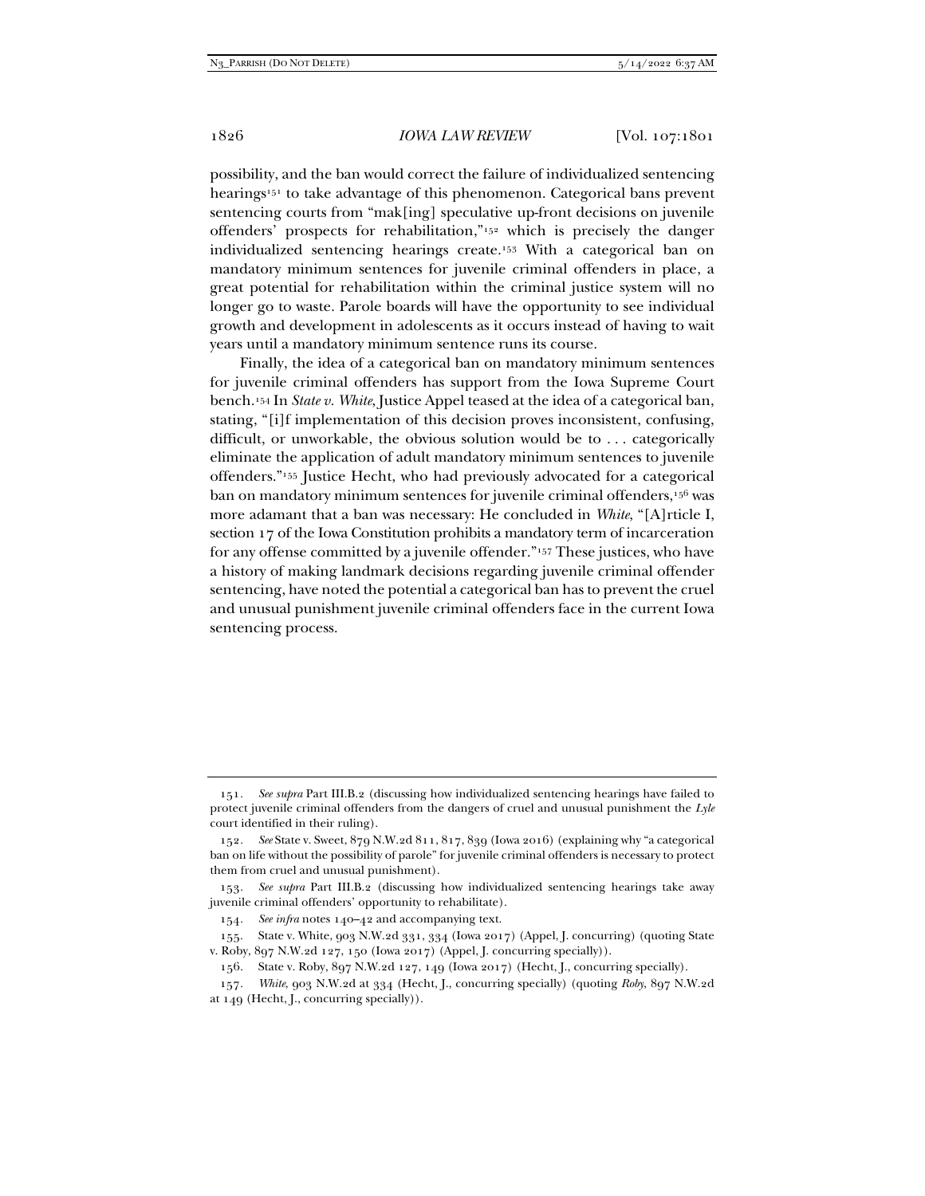possibility, and the ban would correct the failure of individualized sentencing hearings[151] to take advantage of this phenomenon. Categorical bans prevent sentencing courts from "mak[ing] speculative up-front decisions on juvenile offenders' prospects for rehabilitation,"[152] which is precisely the danger individualized sentencing hearings create.[153] With a categorical ban on mandatory minimum sentences for juvenile criminal offenders in place, a great potential for rehabilitation within the criminal justice system will no longer go to waste. Parole boards will have the opportunity to see individual growth and development in adolescents as it occurs instead of having to wait years until a mandatory minimum sentence runs its course.

Finally, the idea of a categorical ban on mandatory minimum sentences for juvenile criminal offenders has support from the Iowa Supreme Court bench.[154] In *State v. White*, Justice Appel teased at the idea of a categorical ban, stating, "[i]f implementation of this decision proves inconsistent, confusing, difficult, or unworkable, the obvious solution would be to . . . categorically eliminate the application of adult mandatory minimum sentences to juvenile offenders."[155] Justice Hecht, who had previously advocated for a categorical ban on mandatory minimum sentences for juvenile criminal offenders,[156] was more adamant that a ban was necessary: He concluded in *White*, "[A]rticle I, section 17 of the Iowa Constitution prohibits a mandatory term of incarceration for any offense committed by a juvenile offender."[157] These justices, who have a history of making landmark decisions regarding juvenile criminal offender sentencing, have noted the potential a categorical ban has to prevent the cruel and unusual punishment juvenile criminal offenders face in the current Iowa sentencing process.

---

151. *See supra* Part III.B.2 (discussing how individualized sentencing hearings have failed to protect juvenile criminal offenders from the dangers of cruel and unusual punishment the *Lyle* court identified in their ruling).

152. *See* State v. Sweet, 879 N.W.2d 811, 817, 839 (Iowa 2016) (explaining why "a categorical ban on life without the possibility of parole" for juvenile criminal offenders is necessary to protect them from cruel and unusual punishment).

153. *See supra* Part III.B.2 (discussing how individualized sentencing hearings take away juvenile criminal offenders' opportunity to rehabilitate).

154. *See infra* notes 140–42 and accompanying text.

155. State v. White, 903 N.W.2d 331, 334 (Iowa 2017) (Appel, J. concurring) (quoting State v. Roby, 897 N.W.2d 127, 150 (Iowa 2017) (Appel, J. concurring specially)).

156. State v. Roby, 897 N.W.2d 127, 149 (Iowa 2017) (Hecht, J., concurring specially).

157. *White*, 903 N.W.2d at 334 (Hecht, J., concurring specially) (quoting *Roby*, 897 N.W.2d at 149 (Hecht, J., concurring specially)).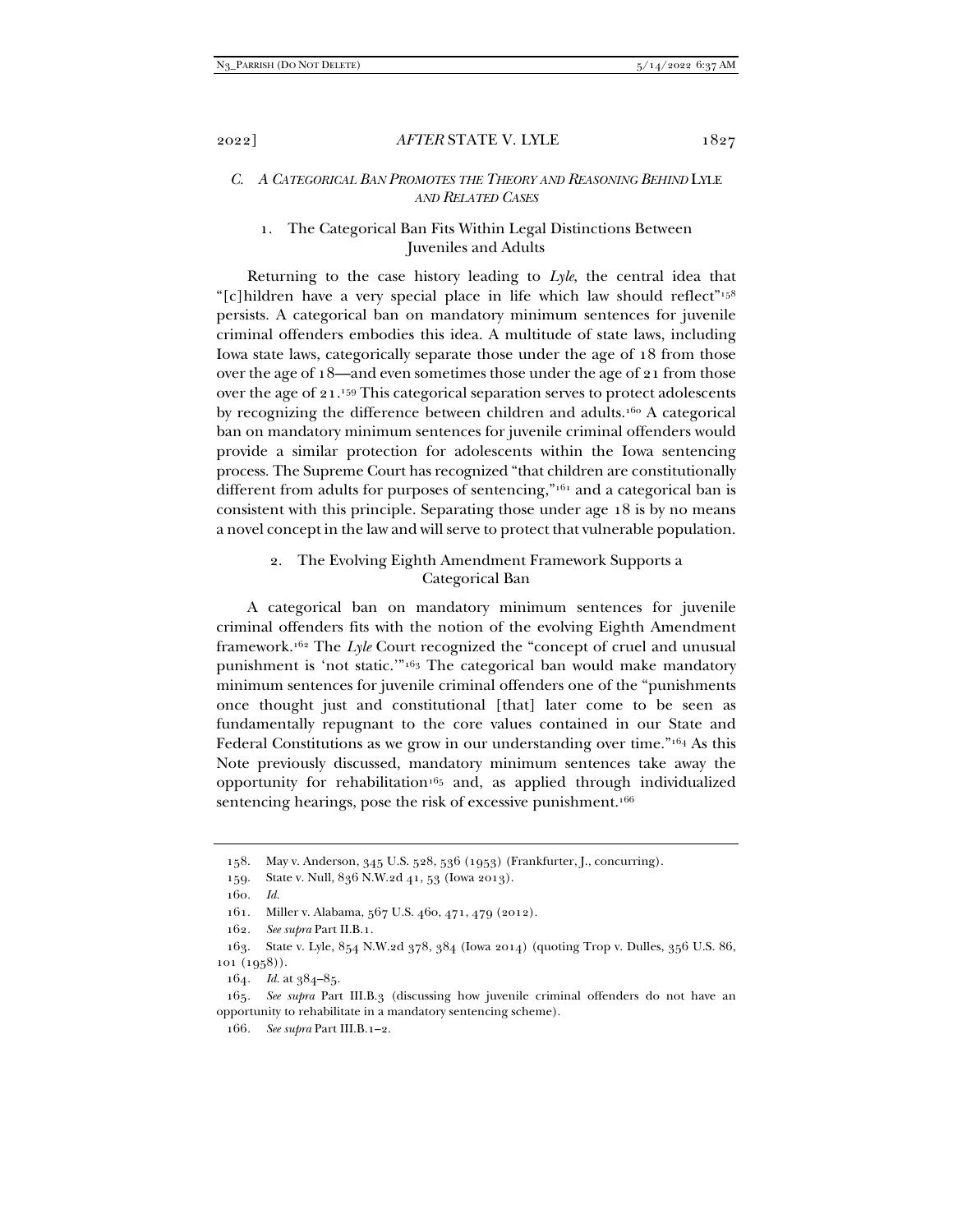### *C. A Categorical Ban Promotes the Theory and Reasoning Behind* Lyle *and Related Cases*

#### 1. The Categorical Ban Fits Within Legal Distinctions Between Juveniles and Adults

Returning to the case history leading to *Lyle*, the central idea that "[c]hildren have a very special place in life which law should reflect"[158] persists. A categorical ban on mandatory minimum sentences for juvenile criminal offenders embodies this idea. A multitude of state laws, including Iowa state laws, categorically separate those under the age of 18 from those over the age of 18—and even sometimes those under the age of 21 from those over the age of 21.[159] This categorical separation serves to protect adolescents by recognizing the difference between children and adults.[160] A categorical ban on mandatory minimum sentences for juvenile criminal offenders would provide a similar protection for adolescents within the Iowa sentencing process. The Supreme Court has recognized "that children are constitutionally different from adults for purposes of sentencing,"[161] and a categorical ban is consistent with this principle. Separating those under age 18 is by no means a novel concept in the law and will serve to protect that vulnerable population.

#### 2. The Evolving Eighth Amendment Framework Supports a Categorical Ban

A categorical ban on mandatory minimum sentences for juvenile criminal offenders fits with the notion of the evolving Eighth Amendment framework.[162] The *Lyle* Court recognized the "concept of cruel and unusual punishment is 'not static.'"[163] The categorical ban would make mandatory minimum sentences for juvenile criminal offenders one of the "punishments once thought just and constitutional [that] later come to be seen as fundamentally repugnant to the core values contained in our State and Federal Constitutions as we grow in our understanding over time."[164] As this Note previously discussed, mandatory minimum sentences take away the opportunity for rehabilitation[165] and, as applied through individualized sentencing hearings, pose the risk of excessive punishment.[166]

---

158. May v. Anderson, 345 U.S. 528, 536 (1953) (Frankfurter, J., concurring).

159. State v. Null, 836 N.W.2d 41, 53 (Iowa 2013).

160. *Id.*

161. Miller v. Alabama, 567 U.S. 460, 471, 479 (2012).

162. *See supra* Part II.B.1.

163. State v. Lyle, 854 N.W.2d 378, 384 (Iowa 2014) (quoting Trop v. Dulles, 356 U.S. 86, 101 (1958)).

164. *Id.* at 384–85.

165. *See supra* Part III.B.3 (discussing how juvenile criminal offenders do not have an opportunity to rehabilitate in a mandatory sentencing scheme).

166. *See supra* Part III.B.1–2.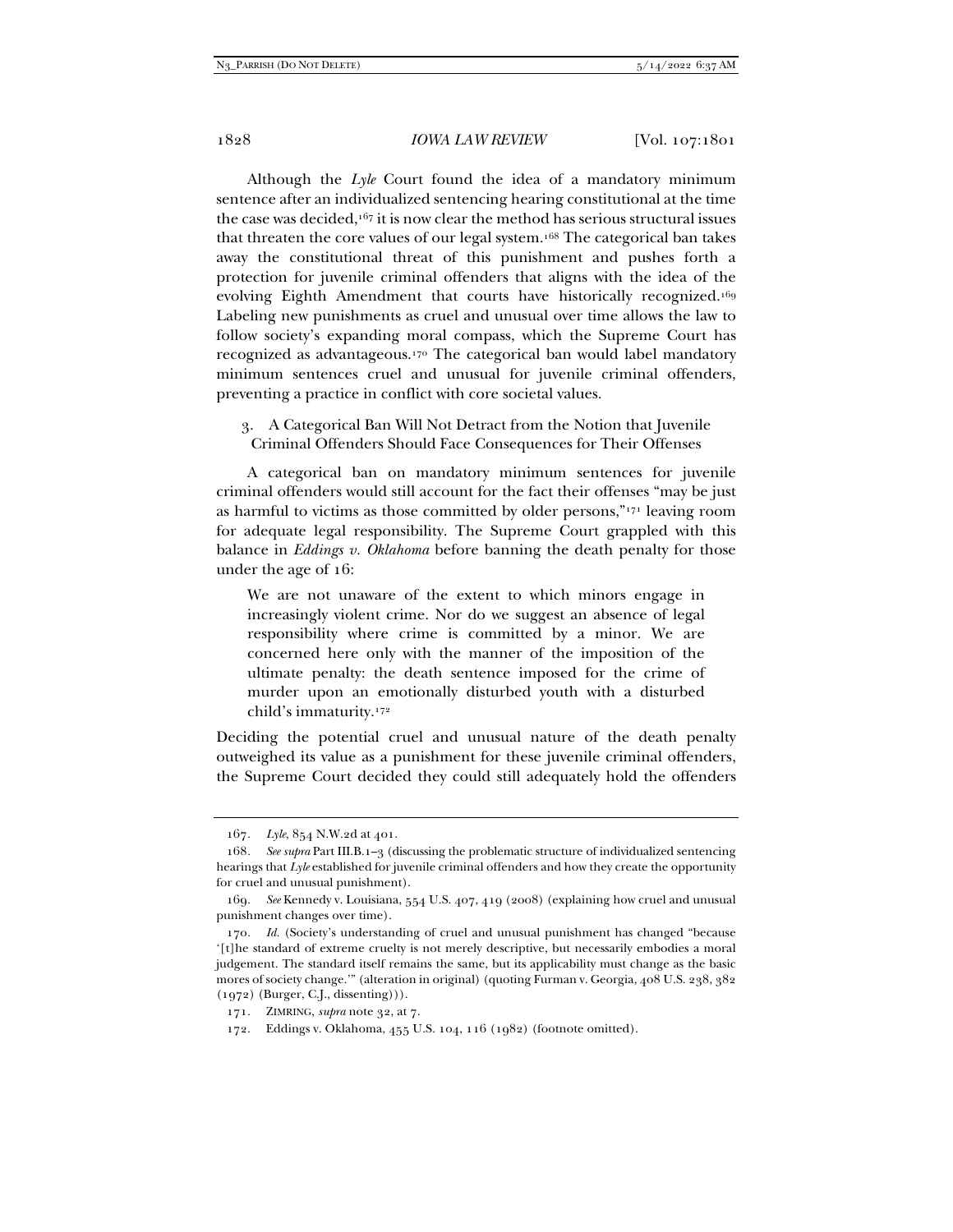Although the *Lyle* Court found the idea of a mandatory minimum sentence after an individualized sentencing hearing constitutional at the time the case was decided,[167] it is now clear the method has serious structural issues that threaten the core values of our legal system.[168] The categorical ban takes away the constitutional threat of this punishment and pushes forth a protection for juvenile criminal offenders that aligns with the idea of the evolving Eighth Amendment that courts have historically recognized.[169] Labeling new punishments as cruel and unusual over time allows the law to follow society's expanding moral compass, which the Supreme Court has recognized as advantageous.[170] The categorical ban would label mandatory minimum sentences cruel and unusual for juvenile criminal offenders, preventing a practice in conflict with core societal values.

### 3. A Categorical Ban Will Not Detract from the Notion that Juvenile Criminal Offenders Should Face Consequences for Their Offenses

A categorical ban on mandatory minimum sentences for juvenile criminal offenders would still account for the fact their offenses "may be just as harmful to victims as those committed by older persons,"[171] leaving room for adequate legal responsibility. The Supreme Court grappled with this balance in *Eddings v. Oklahoma* before banning the death penalty for those under the age of 16:

> We are not unaware of the extent to which minors engage in increasingly violent crime. Nor do we suggest an absence of legal responsibility where crime is committed by a minor. We are concerned here only with the manner of the imposition of the ultimate penalty: the death sentence imposed for the crime of murder upon an emotionally disturbed youth with a disturbed child's immaturity.[172]

Deciding the potential cruel and unusual nature of the death penalty outweighed its value as a punishment for these juvenile criminal offenders, the Supreme Court decided they could still adequately hold the offenders

---

167. *Lyle*, 854 N.W.2d at 401.

168. *See supra* Part III.B.1–3 (discussing the problematic structure of individualized sentencing hearings that *Lyle* established for juvenile criminal offenders and how they create the opportunity for cruel and unusual punishment).

169. *See* Kennedy v. Louisiana, 554 U.S. 407, 419 (2008) (explaining how cruel and unusual punishment changes over time).

170. *Id.* (Society's understanding of cruel and unusual punishment has changed "because '[t]he standard of extreme cruelty is not merely descriptive, but necessarily embodies a moral judgement. The standard itself remains the same, but its applicability must change as the basic mores of society change.'" (alteration in original) (quoting Furman v. Georgia, 408 U.S. 238, 382 (1972) (Burger, C.J., dissenting))).

171. ZIMRING, *supra* note 32, at 7.

172. Eddings v. Oklahoma, 455 U.S. 104, 116 (1982) (footnote omitted).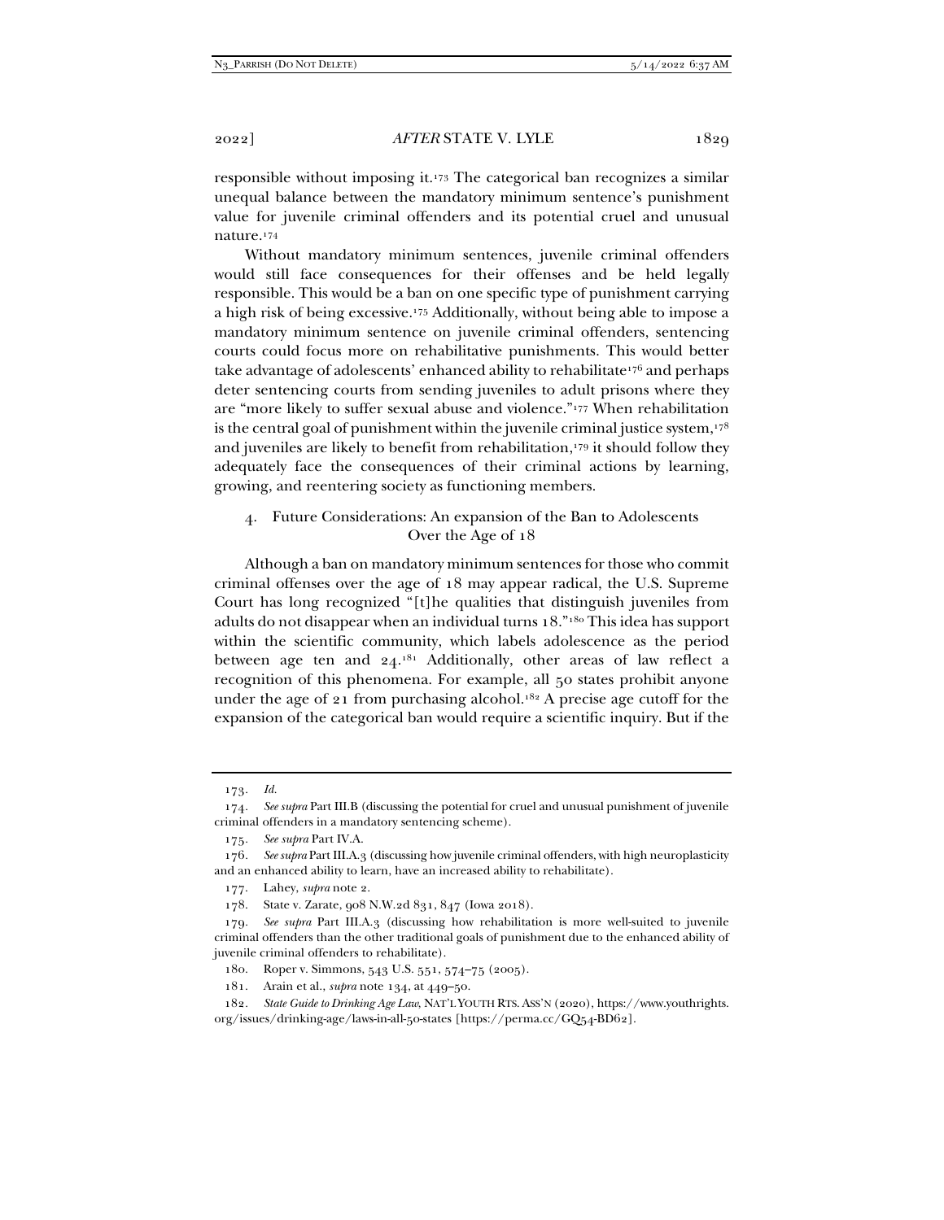responsible without imposing it.[173] The categorical ban recognizes a similar unequal balance between the mandatory minimum sentence's punishment value for juvenile criminal offenders and its potential cruel and unusual nature.[174]

Without mandatory minimum sentences, juvenile criminal offenders would still face consequences for their offenses and be held legally responsible. This would be a ban on one specific type of punishment carrying a high risk of being excessive.[175] Additionally, without being able to impose a mandatory minimum sentence on juvenile criminal offenders, sentencing courts could focus more on rehabilitative punishments. This would better take advantage of adolescents' enhanced ability to rehabilitate[176] and perhaps deter sentencing courts from sending juveniles to adult prisons where they are "more likely to suffer sexual abuse and violence."[177] When rehabilitation is the central goal of punishment within the juvenile criminal justice system,[178] and juveniles are likely to benefit from rehabilitation,[179] it should follow they adequately face the consequences of their criminal actions by learning, growing, and reentering society as functioning members.

#### 4. Future Considerations: An expansion of the Ban to Adolescents Over the Age of 18

Although a ban on mandatory minimum sentences for those who commit criminal offenses over the age of 18 may appear radical, the U.S. Supreme Court has long recognized "[t]he qualities that distinguish juveniles from adults do not disappear when an individual turns 18."[180] This idea has support within the scientific community, which labels adolescence as the period between age ten and 24.[181] Additionally, other areas of law reflect a recognition of this phenomena. For example, all 50 states prohibit anyone under the age of 21 from purchasing alcohol.[182] A precise age cutoff for the expansion of the categorical ban would require a scientific inquiry. But if the

---

173. *Id.*

174. *See supra* Part III.B (discussing the potential for cruel and unusual punishment of juvenile criminal offenders in a mandatory sentencing scheme).

175. *See supra* Part IV.A.

176. *See supra* Part III.A.3 (discussing how juvenile criminal offenders, with high neuroplasticity and an enhanced ability to learn, have an increased ability to rehabilitate).

177. Lahey, *supra* note 2.

178. State v. Zarate, 908 N.W.2d 831, 847 (Iowa 2018).

179. *See supra* Part III.A.3 (discussing how rehabilitation is more well-suited to juvenile criminal offenders than the other traditional goals of punishment due to the enhanced ability of juvenile criminal offenders to rehabilitate).

180. Roper v. Simmons, 543 U.S. 551, 574–75 (2005).

181. Arain et al., *supra* note 134, at 449–50.

182. *State Guide to Drinking Age Law*, NAT'L YOUTH RTS. ASS'N (2020), https://www.youthrights.org/issues/drinking-age/laws-in-all-50-states [https://perma.cc/GQ54-BD62].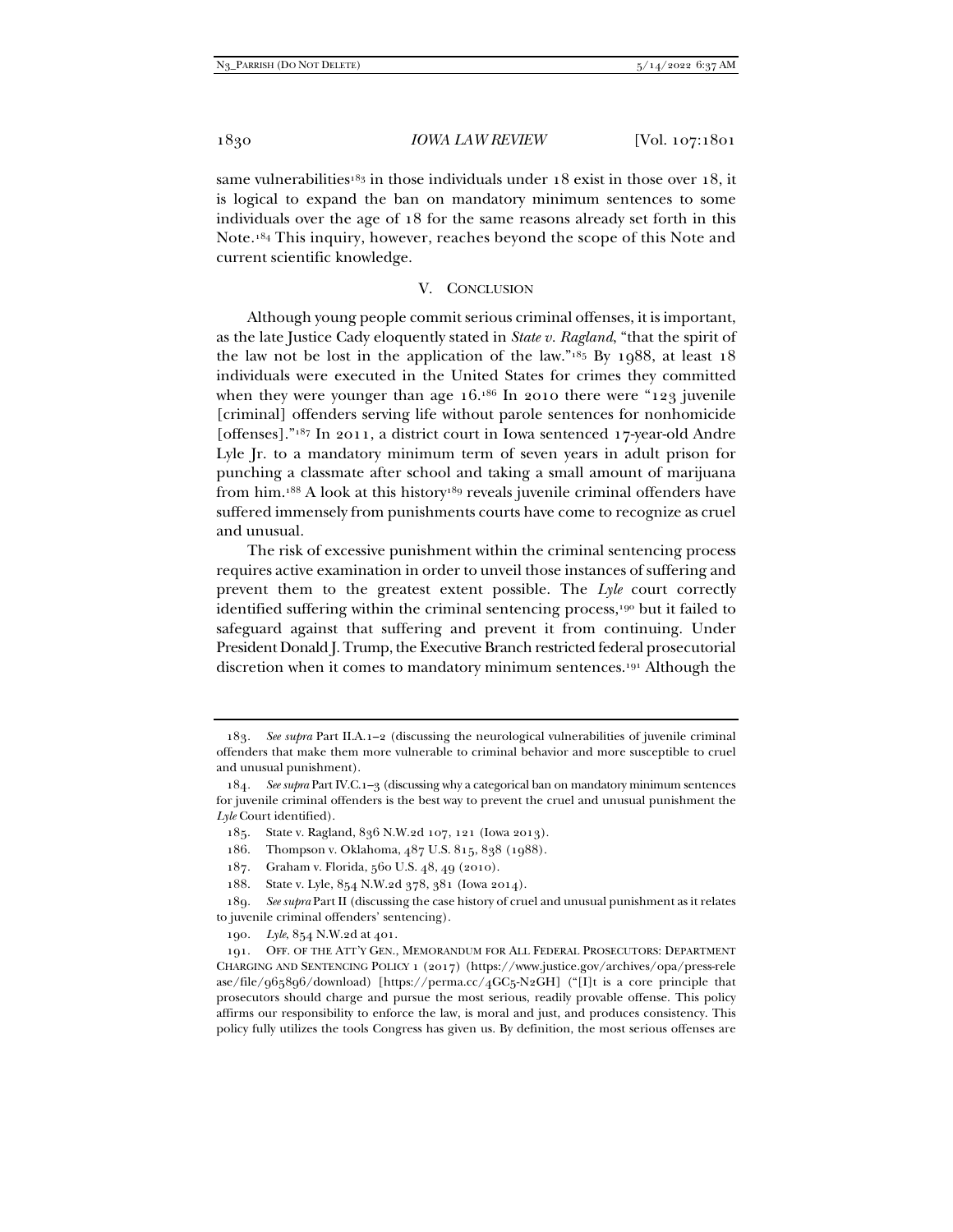same vulnerabilities[183] in those individuals under 18 exist in those over 18, it is logical to expand the ban on mandatory minimum sentences to some individuals over the age of 18 for the same reasons already set forth in this Note.[184] This inquiry, however, reaches beyond the scope of this Note and current scientific knowledge.

## V. CONCLUSION

Although young people commit serious criminal offenses, it is important, as the late Justice Cady eloquently stated in *State v. Ragland*, "that the spirit of the law not be lost in the application of the law."[185] By 1988, at least 18 individuals were executed in the United States for crimes they committed when they were younger than age 16.[186] In 2010 there were "123 juvenile [criminal] offenders serving life without parole sentences for nonhomicide [offenses]."[187] In 2011, a district court in Iowa sentenced 17-year-old Andre Lyle Jr. to a mandatory minimum term of seven years in adult prison for punching a classmate after school and taking a small amount of marijuana from him.[188] A look at this history[189] reveals juvenile criminal offenders have suffered immensely from punishments courts have come to recognize as cruel and unusual.

The risk of excessive punishment within the criminal sentencing process requires active examination in order to unveil those instances of suffering and prevent them to the greatest extent possible. The *Lyle* court correctly identified suffering within the criminal sentencing process,[190] but it failed to safeguard against that suffering and prevent it from continuing. Under President Donald J. Trump, the Executive Branch restricted federal prosecutorial discretion when it comes to mandatory minimum sentences.[191] Although the

---

183. *See supra* Part II.A.1–2 (discussing the neurological vulnerabilities of juvenile criminal offenders that make them more vulnerable to criminal behavior and more susceptible to cruel and unusual punishment).

184. *See supra* Part IV.C.1–3 (discussing why a categorical ban on mandatory minimum sentences for juvenile criminal offenders is the best way to prevent the cruel and unusual punishment the *Lyle* Court identified).

185. State v. Ragland, 836 N.W.2d 107, 121 (Iowa 2013).

186. Thompson v. Oklahoma, 487 U.S. 815, 838 (1988).

187. Graham v. Florida, 560 U.S. 48, 49 (2010).

188. State v. Lyle, 854 N.W.2d 378, 381 (Iowa 2014).

189. *See supra* Part II (discussing the case history of cruel and unusual punishment as it relates to juvenile criminal offenders' sentencing).

190. *Lyle*, 854 N.W.2d at 401.

191. OFF. OF THE ATT'Y GEN., MEMORANDUM FOR ALL FEDERAL PROSECUTORS: DEPARTMENT CHARGING AND SENTENCING POLICY 1 (2017) (https://www.justice.gov/archives/opa/press-release/file/965896/download) [https://perma.cc/4GC5-N2GH] ("[I]t is a core principle that prosecutors should charge and pursue the most serious, readily provable offense. This policy affirms our responsibility to enforce the law, is moral and just, and produces consistency. This policy fully utilizes the tools Congress has given us. By definition, the most serious offenses are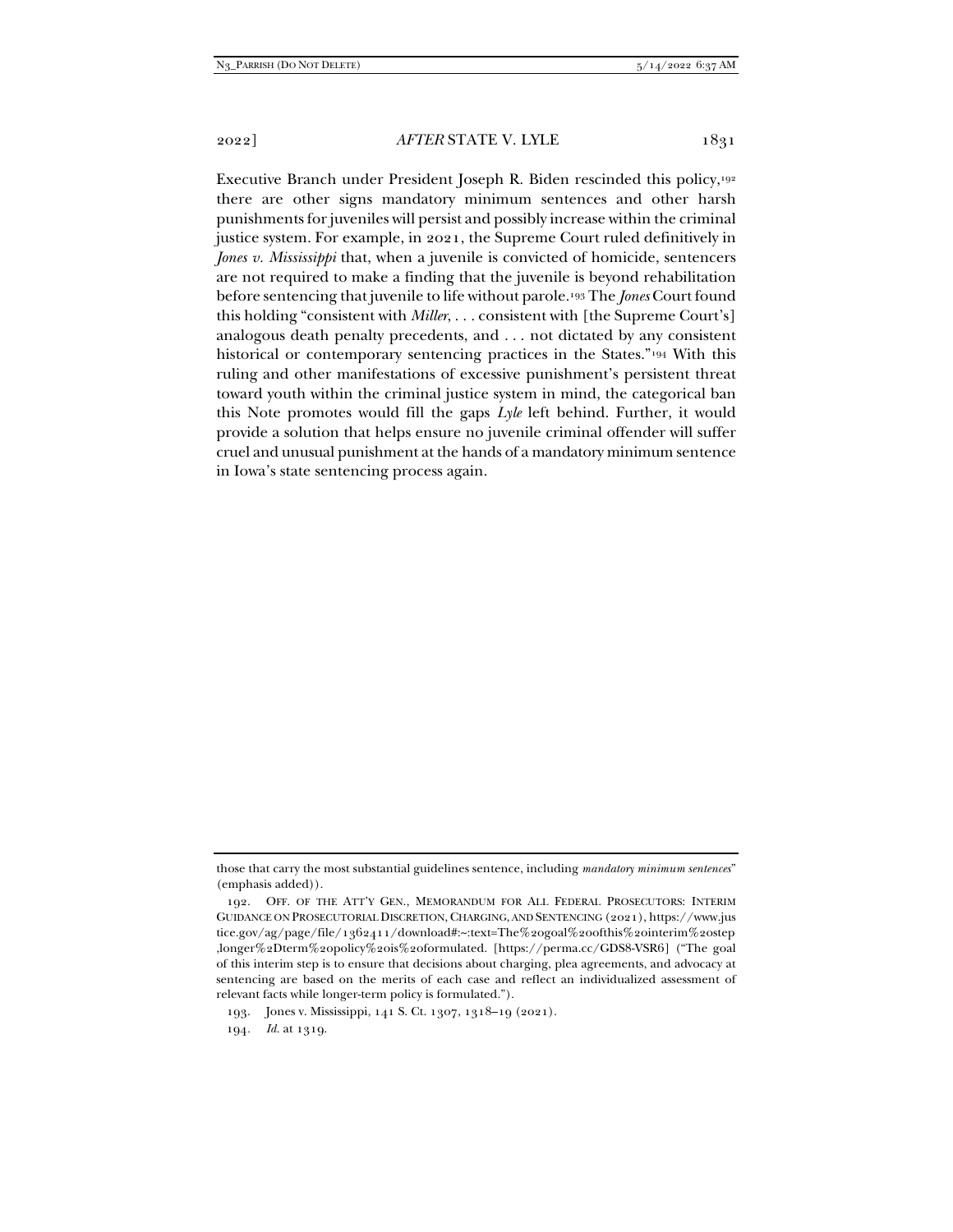Executive Branch under President Joseph R. Biden rescinded this policy,[192] there are other signs mandatory minimum sentences and other harsh punishments for juveniles will persist and possibly increase within the criminal justice system. For example, in 2021, the Supreme Court ruled definitively in *Jones v. Mississippi* that, when a juvenile is convicted of homicide, sentencers are not required to make a finding that the juvenile is beyond rehabilitation before sentencing that juvenile to life without parole.[193] The *Jones* Court found this holding "consistent with *Miller*, . . . consistent with [the Supreme Court's] analogous death penalty precedents, and . . . not dictated by any consistent historical or contemporary sentencing practices in the States."[194] With this ruling and other manifestations of excessive punishment's persistent threat toward youth within the criminal justice system in mind, the categorical ban this Note promotes would fill the gaps *Lyle* left behind. Further, it would provide a solution that helps ensure no juvenile criminal offender will suffer cruel and unusual punishment at the hands of a mandatory minimum sentence in Iowa's state sentencing process again.

---

those that carry the most substantial guidelines sentence, including *mandatory minimum sentences*" (emphasis added)).

192. OFF. OF THE ATT'Y GEN., MEMORANDUM FOR ALL FEDERAL PROSECUTORS: INTERIM GUIDANCE ON PROSECUTORIAL DISCRETION, CHARGING, AND SENTENCING (2021), https://www.justice.gov/ag/page/file/1362411/download#:~:text=The%20goal%20of%20this%20interim%20step,longer%2Dterm%20policy%20is%20formulated. [https://perma.cc/GDS8-VSR6] ("The goal of this interim step is to ensure that decisions about charging, plea agreements, and advocacy at sentencing are based on the merits of each case and reflect an individualized assessment of relevant facts while longer-term policy is formulated.").

193. Jones v. Mississippi, 141 S. Ct. 1307, 1318–19 (2021).

194. *Id.* at 1319.